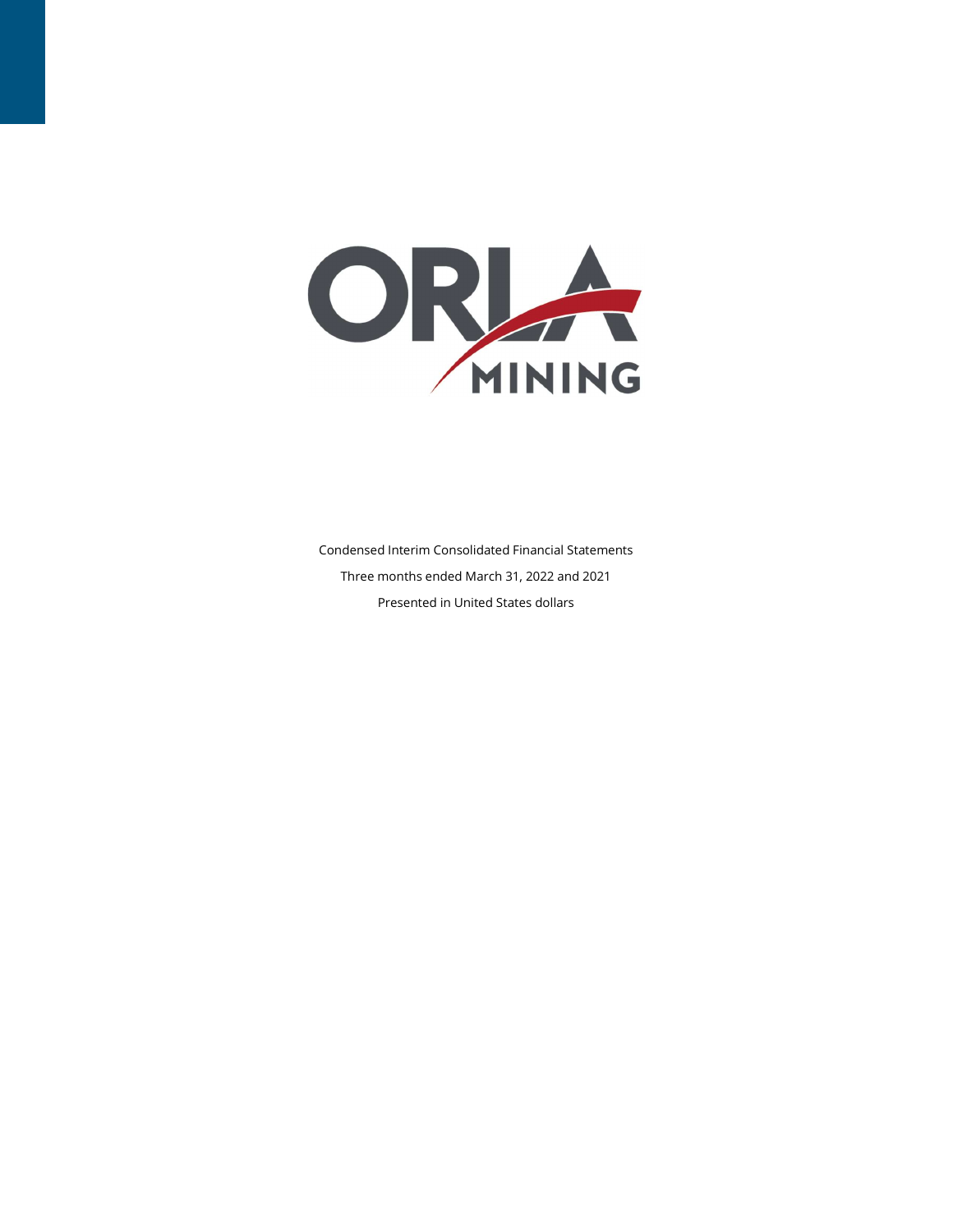ORLA MINING

Condensed Interim Consolidated Financial Statements

Three months ended March 31, 2022 and 2021

Presented in United States dollars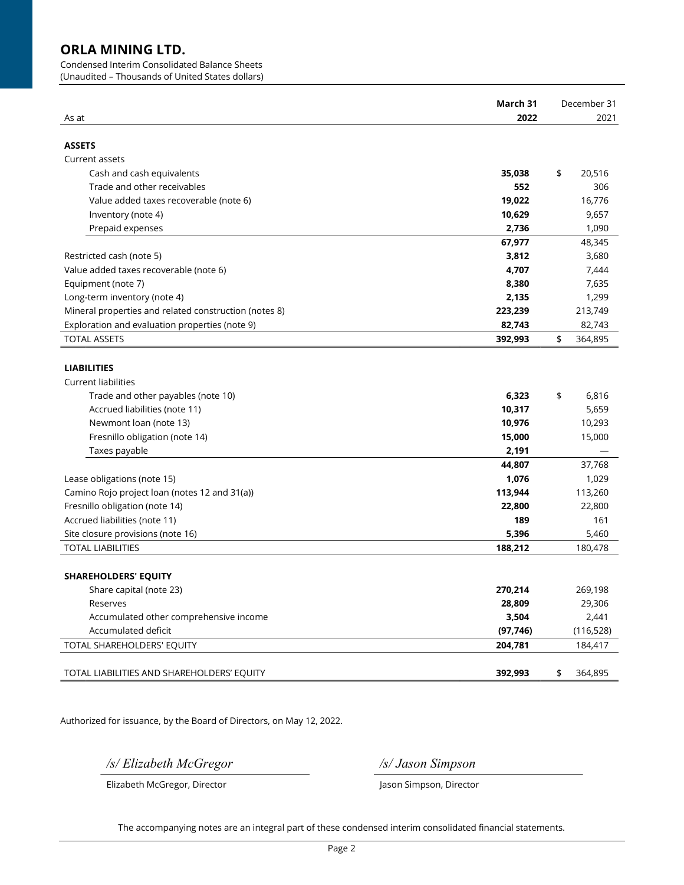# ORLA MINING LTD.

Condensed Interim Consolidated Balance Sheets
(Unaudited – Thousands of United States dollars)

| As at | March 31 2022 | December 31 2021 |
|---|---|---|
| **ASSETS** | | |
| Current assets | | |
| Cash and cash equivalents | **35,038** | $ 20,516 |
| Trade and other receivables | **552** | 306 |
| Value added taxes recoverable (note 6) | **19,022** | 16,776 |
| Inventory (note 4) | **10,629** | 9,657 |
| Prepaid expenses | **2,736** | 1,090 |
| | **67,977** | 48,345 |
| Restricted cash (note 5) | **3,812** | 3,680 |
| Value added taxes recoverable (note 6) | **4,707** | 7,444 |
| Equipment (note 7) | **8,380** | 7,635 |
| Long-term inventory (note 4) | **2,135** | 1,299 |
| Mineral properties and related construction (notes 8) | **223,239** | 213,749 |
| Exploration and evaluation properties (note 9) | **82,743** | 82,743 |
| TOTAL ASSETS | **392,993** | $ 364,895 |
| **LIABILITIES** | | |
| Current liabilities | | |
| Trade and other payables (note 10) | **6,323** | $ 6,816 |
| Accrued liabilities (note 11) | **10,317** | 5,659 |
| Newmont loan (note 13) | **10,976** | 10,293 |
| Fresnillo obligation (note 14) | **15,000** | 15,000 |
| Taxes payable | **2,191** | — |
| | **44,807** | 37,768 |
| Lease obligations (note 15) | **1,076** | 1,029 |
| Camino Rojo project loan (notes 12 and 31(a)) | **113,944** | 113,260 |
| Fresnillo obligation (note 14) | **22,800** | 22,800 |
| Accrued liabilities (note 11) | **189** | 161 |
| Site closure provisions (note 16) | **5,396** | 5,460 |
| TOTAL LIABILITIES | **188,212** | 180,478 |
| **SHAREHOLDERS' EQUITY** | | |
| Share capital (note 23) | **270,214** | 269,198 |
| Reserves | **28,809** | 29,306 |
| Accumulated other comprehensive income | **3,504** | 2,441 |
| Accumulated deficit | **(97,746)** | (116,528) |
| TOTAL SHAREHOLDERS' EQUITY | **204,781** | 184,417 |
| TOTAL LIABILITIES AND SHAREHOLDERS' EQUITY | **392,993** | $ 364,895 |

Authorized for issuance, by the Board of Directors, on May 12, 2022.

*/s/ Elizabeth McGregor*
Elizabeth McGregor, Director

*/s/ Jason Simpson*
Jason Simpson, Director

The accompanying notes are an integral part of these condensed interim consolidated financial statements.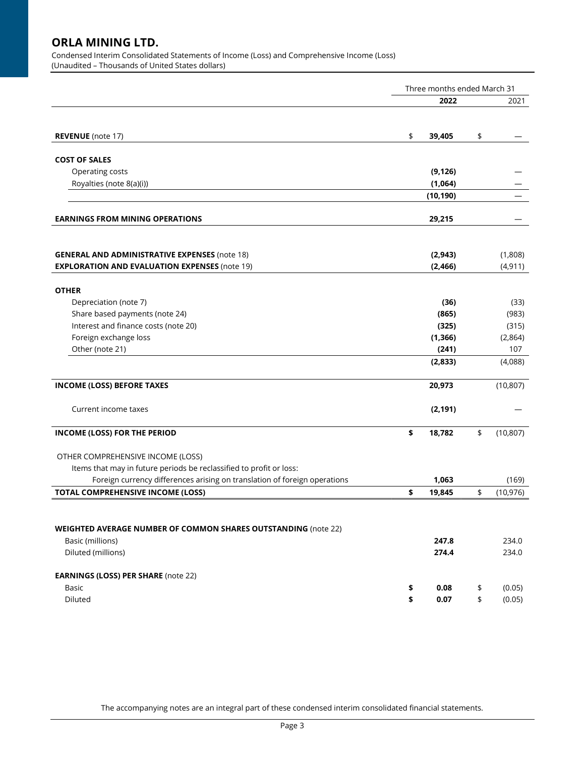# ORLA MINING LTD.

Condensed Interim Consolidated Statements of Income (Loss) and Comprehensive Income (Loss)
(Unaudited – Thousands of United States dollars)

| | Three months ended March 31 | |
|---|---|---|
| | **2022** | 2021 |
| **REVENUE** (note 17) | $ **39,405** | $ — |
| **COST OF SALES** | | |
| Operating costs | **(9,126)** | — |
| Royalties (note 8(a)(i)) | **(1,064)** | — |
| | **(10,190)** | — |
| **EARNINGS FROM MINING OPERATIONS** | **29,215** | — |
| **GENERAL AND ADMINISTRATIVE EXPENSES** (note 18) | **(2,943)** | (1,808) |
| **EXPLORATION AND EVALUATION EXPENSES** (note 19) | **(2,466)** | (4,911) |
| **OTHER** | | |
| Depreciation (note 7) | **(36)** | (33) |
| Share based payments (note 24) | **(865)** | (983) |
| Interest and finance costs (note 20) | **(325)** | (315) |
| Foreign exchange loss | **(1,366)** | (2,864) |
| Other (note 21) | **(241)** | 107 |
| | **(2,833)** | (4,088) |
| **INCOME (LOSS) BEFORE TAXES** | **20,973** | (10,807) |
| Current income taxes | **(2,191)** | — |
| **INCOME (LOSS) FOR THE PERIOD** | **$ 18,782** | $ (10,807) |
| OTHER COMPREHENSIVE INCOME (LOSS) | | |
| Items that may in future periods be reclassified to profit or loss: | | |
| Foreign currency differences arising on translation of foreign operations | **1,063** | (169) |
| **TOTAL COMPREHENSIVE INCOME (LOSS)** | **$ 19,845** | $ (10,976) |
| **WEIGHTED AVERAGE NUMBER OF COMMON SHARES OUTSTANDING** (note 22) | | |
| Basic (millions) | **247.8** | 234.0 |
| Diluted (millions) | **274.4** | 234.0 |
| **EARNINGS (LOSS) PER SHARE** (note 22) | | |
| Basic | **$ 0.08** | $ (0.05) |
| Diluted | **$ 0.07** | $ (0.05) |

The accompanying notes are an integral part of these condensed interim consolidated financial statements.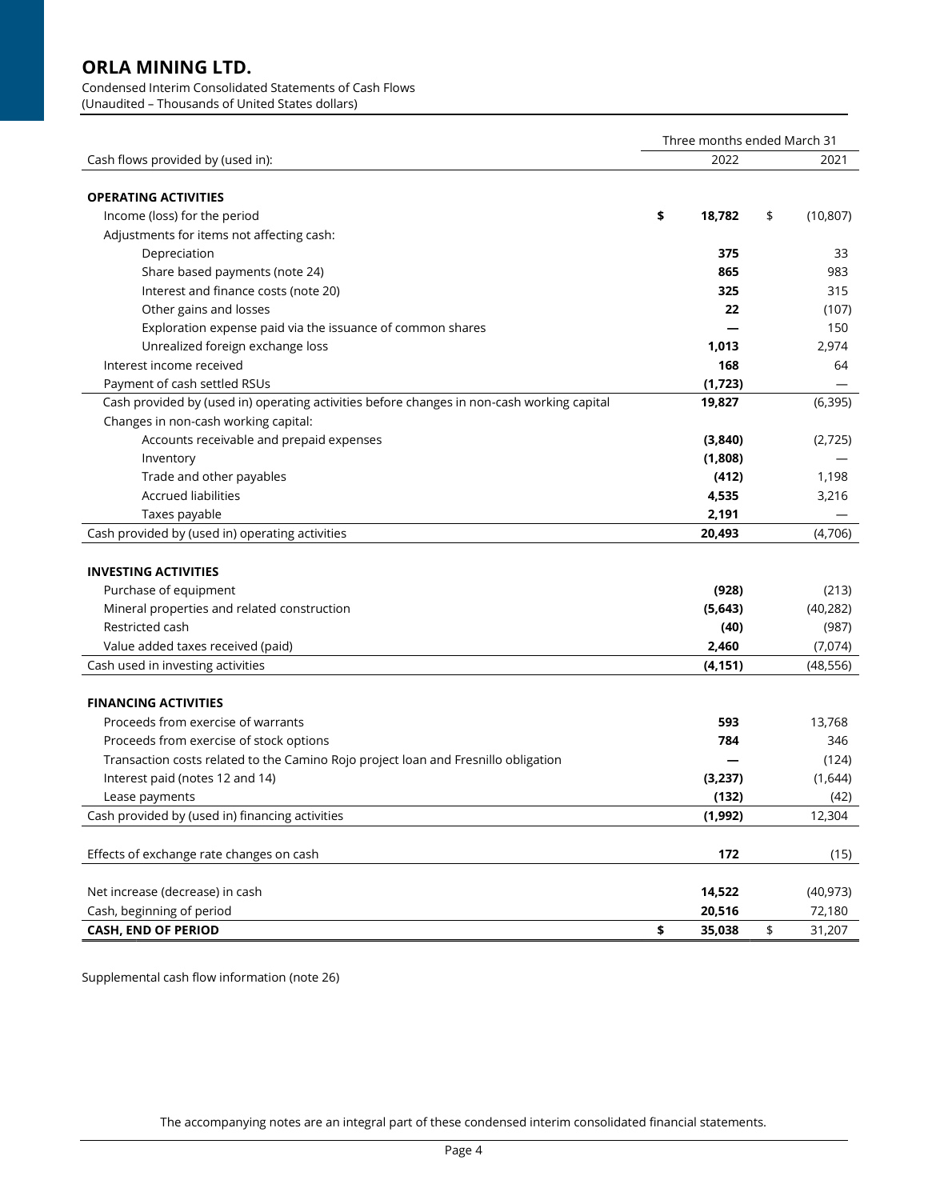# ORLA MINING LTD.

Condensed Interim Consolidated Statements of Cash Flows
(Unaudited – Thousands of United States dollars)

| | Three months ended March 31 | |
|---|---|---|
| Cash flows provided by (used in): | 2022 | 2021 |
| **OPERATING ACTIVITIES** | | |
| Income (loss) for the period | **$ 18,782** | $ (10,807) |
| Adjustments for items not affecting cash: | | |
| Depreciation | **375** | 33 |
| Share based payments (note 24) | **865** | 983 |
| Interest and finance costs (note 20) | **325** | 315 |
| Other gains and losses | **22** | (107) |
| Exploration expense paid via the issuance of common shares | **—** | 150 |
| Unrealized foreign exchange loss | **1,013** | 2,974 |
| Interest income received | **168** | 64 |
| Payment of cash settled RSUs | **(1,723)** | — |
| Cash provided by (used in) operating activities before changes in non-cash working capital | **19,827** | (6,395) |
| Changes in non-cash working capital: | | |
| Accounts receivable and prepaid expenses | **(3,840)** | (2,725) |
| Inventory | **(1,808)** | — |
| Trade and other payables | **(412)** | 1,198 |
| Accrued liabilities | **4,535** | 3,216 |
| Taxes payable | **2,191** | — |
| Cash provided by (used in) operating activities | **20,493** | (4,706) |
| **INVESTING ACTIVITIES** | | |
| Purchase of equipment | **(928)** | (213) |
| Mineral properties and related construction | **(5,643)** | (40,282) |
| Restricted cash | **(40)** | (987) |
| Value added taxes received (paid) | **2,460** | (7,074) |
| Cash used in investing activities | **(4,151)** | (48,556) |
| **FINANCING ACTIVITIES** | | |
| Proceeds from exercise of warrants | **593** | 13,768 |
| Proceeds from exercise of stock options | **784** | 346 |
| Transaction costs related to the Camino Rojo project loan and Fresnillo obligation | **—** | (124) |
| Interest paid (notes 12 and 14) | **(3,237)** | (1,644) |
| Lease payments | **(132)** | (42) |
| Cash provided by (used in) financing activities | **(1,992)** | 12,304 |
| Effects of exchange rate changes on cash | **172** | (15) |
| Net increase (decrease) in cash | **14,522** | (40,973) |
| Cash, beginning of period | **20,516** | 72,180 |
| **CASH, END OF PERIOD** | **$ 35,038** | $ 31,207 |

Supplemental cash flow information (note 26)

The accompanying notes are an integral part of these condensed interim consolidated financial statements.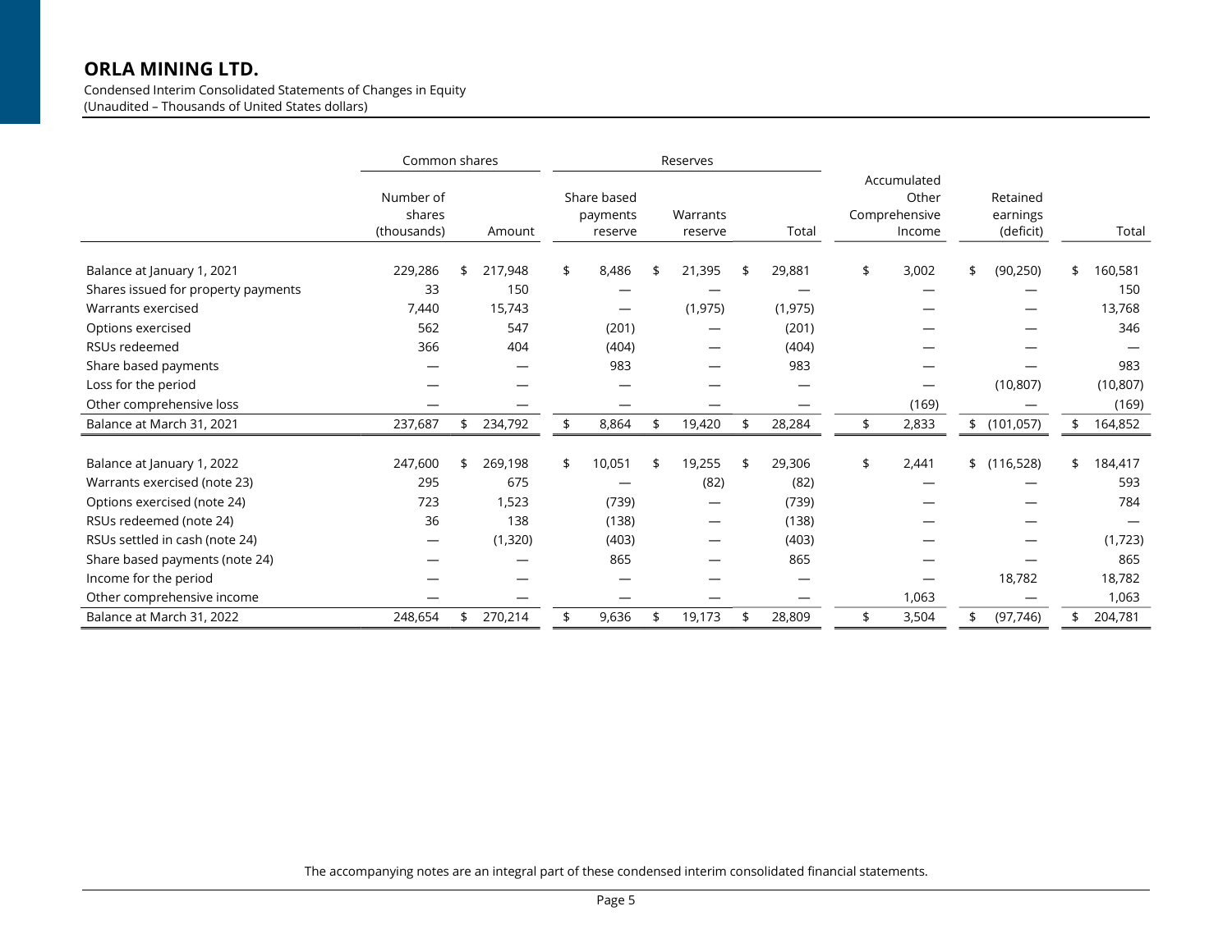**ORLA MINING LTD.**

Condensed Interim Consolidated Statements of Changes in Equity
(Unaudited – Thousands of United States dollars)

| | Common shares | | Reserves | | | | | |
|---|---|---|---|---|---|---|---|---|
| | Number of shares (thousands) | Amount | Share based payments reserve | Warrants reserve | Total | Accumulated Other Comprehensive Income | Retained earnings (deficit) | Total |
| Balance at January 1, 2021 | 229,286 | $ 217,948 | $ 8,486 | $ 21,395 | $ 29,881 | $ 3,002 | $ (90,250) | $ 160,581 |
| Shares issued for property payments | 33 | 150 | — | — | — | — | — | 150 |
| Warrants exercised | 7,440 | 15,743 | — | (1,975) | (1,975) | — | — | 13,768 |
| Options exercised | 562 | 547 | (201) | — | (201) | — | — | 346 |
| RSUs redeemed | 366 | 404 | (404) | — | (404) | — | — | — |
| Share based payments | — | — | 983 | — | 983 | — | — | 983 |
| Loss for the period | — | — | — | — | — | — | (10,807) | (10,807) |
| Other comprehensive loss | — | — | — | — | — | (169) | — | (169) |
| Balance at March 31, 2021 | 237,687 | $ 234,792 | $ 8,864 | $ 19,420 | $ 28,284 | $ 2,833 | $ (101,057) | $ 164,852 |
| | | | | | | | | |
| Balance at January 1, 2022 | 247,600 | $ 269,198 | $ 10,051 | $ 19,255 | $ 29,306 | $ 2,441 | $ (116,528) | $ 184,417 |
| Warrants exercised (note 23) | 295 | 675 | — | (82) | (82) | — | — | 593 |
| Options exercised (note 24) | 723 | 1,523 | (739) | — | (739) | — | — | 784 |
| RSUs redeemed (note 24) | 36 | 138 | (138) | — | (138) | — | — | — |
| RSUs settled in cash (note 24) | — | (1,320) | (403) | — | (403) | — | — | (1,723) |
| Share based payments (note 24) | — | — | 865 | — | 865 | — | — | 865 |
| Income for the period | — | — | — | — | — | — | 18,782 | 18,782 |
| Other comprehensive income | — | — | — | — | — | 1,063 | — | 1,063 |
| Balance at March 31, 2022 | 248,654 | $ 270,214 | $ 9,636 | $ 19,173 | $ 28,809 | $ 3,504 | $ (97,746) | $ 204,781 |

The accompanying notes are an integral part of these condensed interim consolidated financial statements.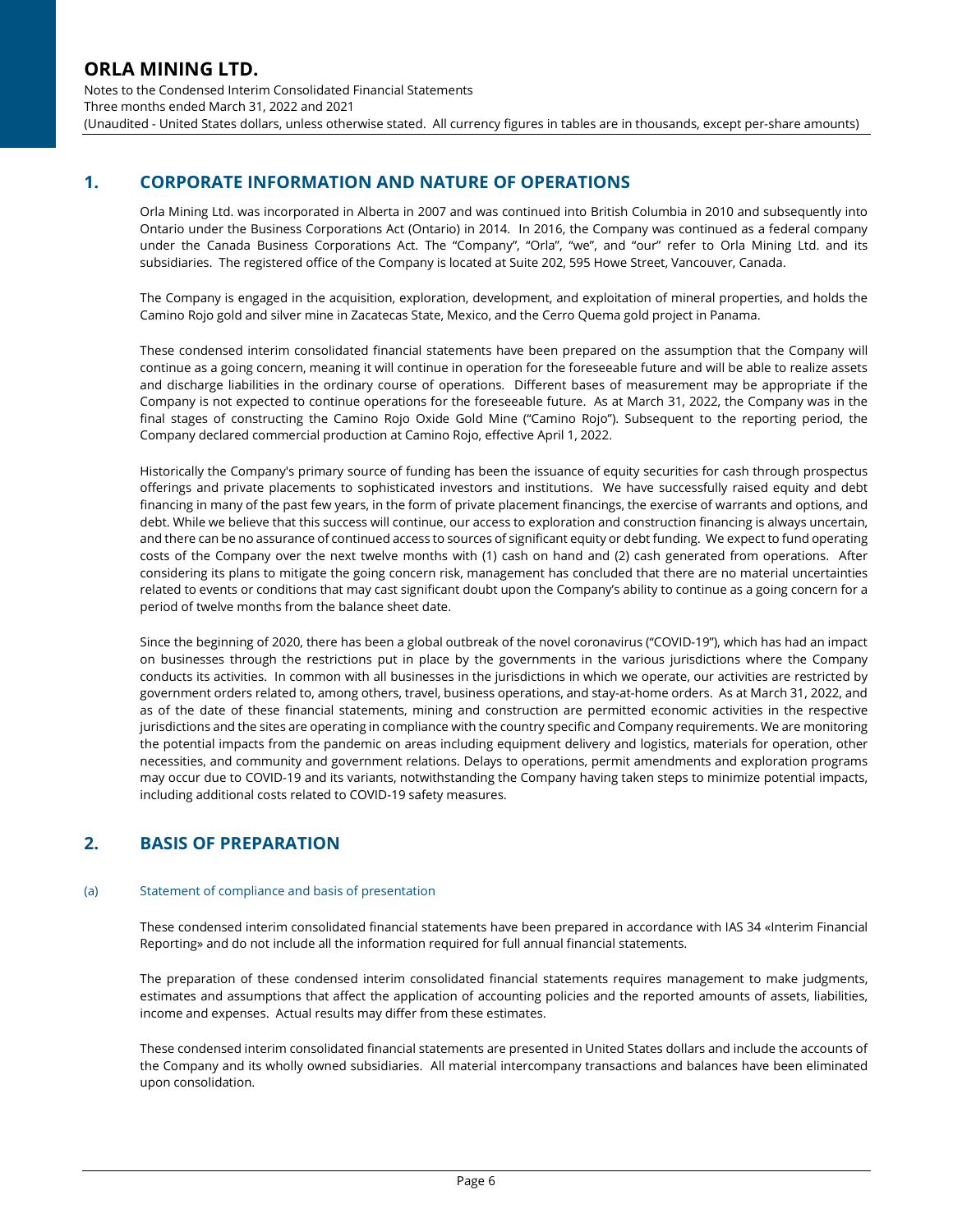## 1. CORPORATE INFORMATION AND NATURE OF OPERATIONS

Orla Mining Ltd. was incorporated in Alberta in 2007 and was continued into British Columbia in 2010 and subsequently into Ontario under the Business Corporations Act (Ontario) in 2014. In 2016, the Company was continued as a federal company under the Canada Business Corporations Act. The "Company", "Orla", "we", and "our" refer to Orla Mining Ltd. and its subsidiaries. The registered office of the Company is located at Suite 202, 595 Howe Street, Vancouver, Canada.

The Company is engaged in the acquisition, exploration, development, and exploitation of mineral properties, and holds the Camino Rojo gold and silver mine in Zacatecas State, Mexico, and the Cerro Quema gold project in Panama.

These condensed interim consolidated financial statements have been prepared on the assumption that the Company will continue as a going concern, meaning it will continue in operation for the foreseeable future and will be able to realize assets and discharge liabilities in the ordinary course of operations. Different bases of measurement may be appropriate if the Company is not expected to continue operations for the foreseeable future. As at March 31, 2022, the Company was in the final stages of constructing the Camino Rojo Oxide Gold Mine ("Camino Rojo"). Subsequent to the reporting period, the Company declared commercial production at Camino Rojo, effective April 1, 2022.

Historically the Company's primary source of funding has been the issuance of equity securities for cash through prospectus offerings and private placements to sophisticated investors and institutions. We have successfully raised equity and debt financing in many of the past few years, in the form of private placement financings, the exercise of warrants and options, and debt. While we believe that this success will continue, our access to exploration and construction financing is always uncertain, and there can be no assurance of continued access to sources of significant equity or debt funding. We expect to fund operating costs of the Company over the next twelve months with (1) cash on hand and (2) cash generated from operations. After considering its plans to mitigate the going concern risk, management has concluded that there are no material uncertainties related to events or conditions that may cast significant doubt upon the Company's ability to continue as a going concern for a period of twelve months from the balance sheet date.

Since the beginning of 2020, there has been a global outbreak of the novel coronavirus ("COVID-19"), which has had an impact on businesses through the restrictions put in place by the governments in the various jurisdictions where the Company conducts its activities. In common with all businesses in the jurisdictions in which we operate, our activities are restricted by government orders related to, among others, travel, business operations, and stay-at-home orders. As at March 31, 2022, and as of the date of these financial statements, mining and construction are permitted economic activities in the respective jurisdictions and the sites are operating in compliance with the country specific and Company requirements. We are monitoring the potential impacts from the pandemic on areas including equipment delivery and logistics, materials for operation, other necessities, and community and government relations. Delays to operations, permit amendments and exploration programs may occur due to COVID-19 and its variants, notwithstanding the Company having taken steps to minimize potential impacts, including additional costs related to COVID-19 safety measures.

## 2. BASIS OF PREPARATION

### (a) Statement of compliance and basis of presentation

These condensed interim consolidated financial statements have been prepared in accordance with IAS 34 «Interim Financial Reporting» and do not include all the information required for full annual financial statements.

The preparation of these condensed interim consolidated financial statements requires management to make judgments, estimates and assumptions that affect the application of accounting policies and the reported amounts of assets, liabilities, income and expenses. Actual results may differ from these estimates.

These condensed interim consolidated financial statements are presented in United States dollars and include the accounts of the Company and its wholly owned subsidiaries. All material intercompany transactions and balances have been eliminated upon consolidation.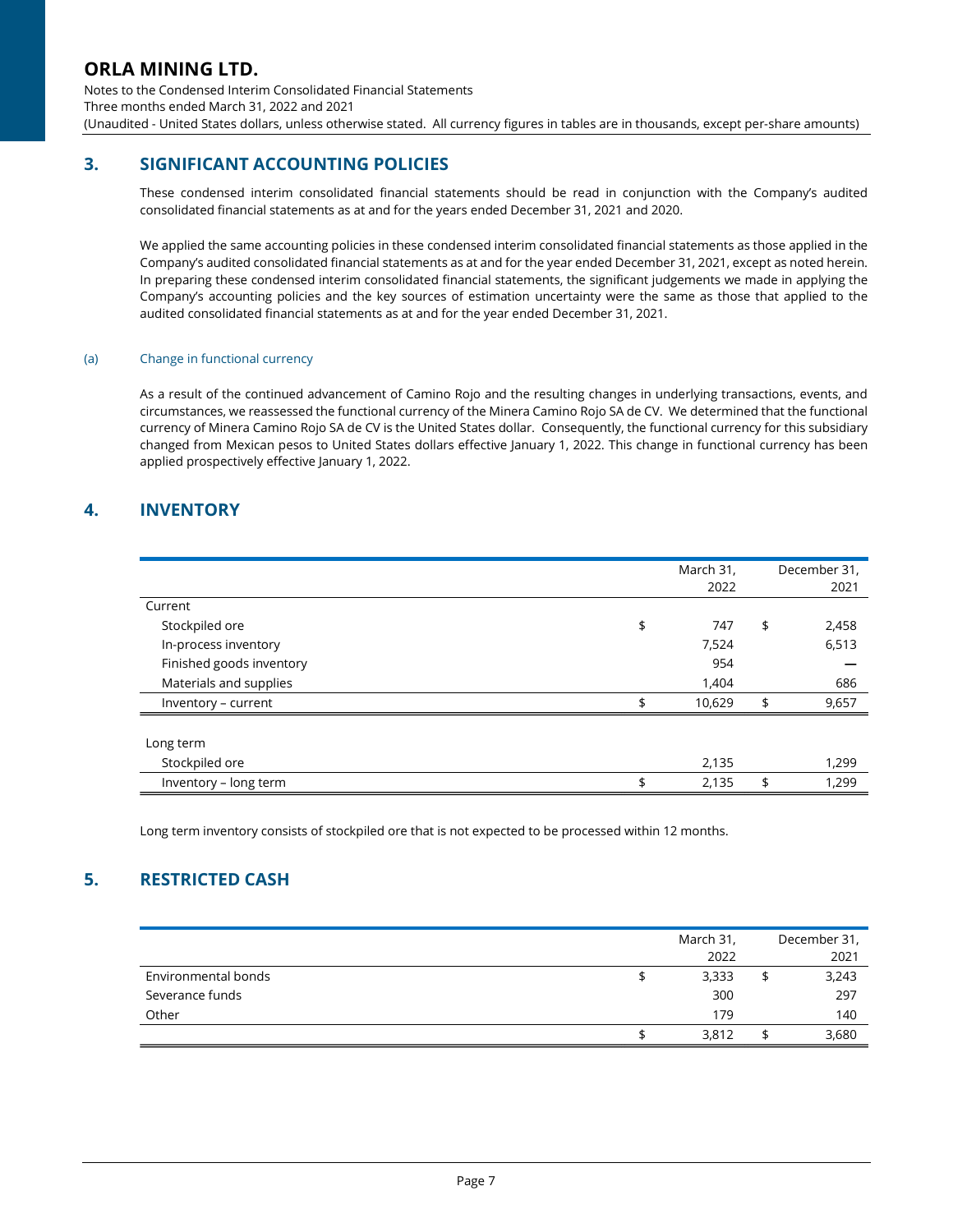## 3. SIGNIFICANT ACCOUNTING POLICIES

These condensed interim consolidated financial statements should be read in conjunction with the Company's audited consolidated financial statements as at and for the years ended December 31, 2021 and 2020.

We applied the same accounting policies in these condensed interim consolidated financial statements as those applied in the Company's audited consolidated financial statements as at and for the year ended December 31, 2021, except as noted herein. In preparing these condensed interim consolidated financial statements, the significant judgements we made in applying the Company's accounting policies and the key sources of estimation uncertainty were the same as those that applied to the audited consolidated financial statements as at and for the year ended December 31, 2021.

### (a) Change in functional currency

As a result of the continued advancement of Camino Rojo and the resulting changes in underlying transactions, events, and circumstances, we reassessed the functional currency of the Minera Camino Rojo SA de CV. We determined that the functional currency of Minera Camino Rojo SA de CV is the United States dollar. Consequently, the functional currency for this subsidiary changed from Mexican pesos to United States dollars effective January 1, 2022. This change in functional currency has been applied prospectively effective January 1, 2022.

## 4. INVENTORY

| | March 31, 2022 | December 31, 2021 |
|---|---|---|
| Current | | |
| Stockpiled ore | $ 747 | $ 2,458 |
| In-process inventory | 7,524 | 6,513 |
| Finished goods inventory | 954 | — |
| Materials and supplies | 1,404 | 686 |
| Inventory – current | $ 10,629 | $ 9,657 |
| | | |
| Long term | | |
| Stockpiled ore | 2,135 | 1,299 |
| Inventory – long term | $ 2,135 | $ 1,299 |

Long term inventory consists of stockpiled ore that is not expected to be processed within 12 months.

## 5. RESTRICTED CASH

| | March 31, 2022 | December 31, 2021 |
|---|---|---|
| Environmental bonds | $ 3,333 | $ 3,243 |
| Severance funds | 300 | 297 |
| Other | 179 | 140 |
| | $ 3,812 | $ 3,680 |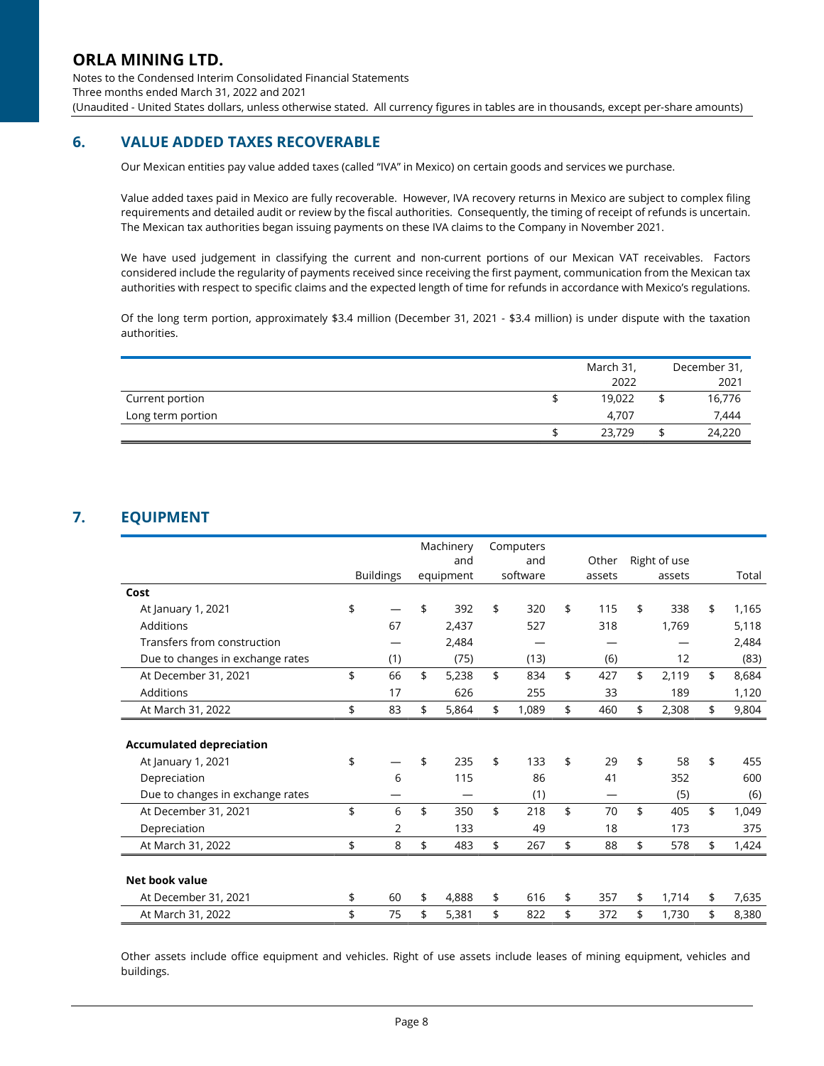## 6. VALUE ADDED TAXES RECOVERABLE

Our Mexican entities pay value added taxes (called "IVA" in Mexico) on certain goods and services we purchase.

Value added taxes paid in Mexico are fully recoverable. However, IVA recovery returns in Mexico are subject to complex filing requirements and detailed audit or review by the fiscal authorities. Consequently, the timing of receipt of refunds is uncertain. The Mexican tax authorities began issuing payments on these IVA claims to the Company in November 2021.

We have used judgement in classifying the current and non-current portions of our Mexican VAT receivables. Factors considered include the regularity of payments received since receiving the first payment, communication from the Mexican tax authorities with respect to specific claims and the expected length of time for refunds in accordance with Mexico's regulations.

Of the long term portion, approximately $3.4 million (December 31, 2021 - $3.4 million) is under dispute with the taxation authorities.

| | March 31, 2022 | December 31, 2021 |
|---|---|---|
| Current portion | $ 19,022 | $ 16,776 |
| Long term portion | 4,707 | 7,444 |
| | $ 23,729 | $ 24,220 |

## 7. EQUIPMENT

| | Buildings | Machinery and equipment | Computers and software | Other assets | Right of use assets | Total |
|---|---|---|---|---|---|---|
| **Cost** | | | | | | |
| At January 1, 2021 | $ — | $ 392 | $ 320 | $ 115 | $ 338 | $ 1,165 |
| Additions | 67 | 2,437 | 527 | 318 | 1,769 | 5,118 |
| Transfers from construction | — | 2,484 | — | — | — | 2,484 |
| Due to changes in exchange rates | (1) | (75) | (13) | (6) | 12 | (83) |
| At December 31, 2021 | $ 66 | $ 5,238 | $ 834 | $ 427 | $ 2,119 | $ 8,684 |
| Additions | 17 | 626 | 255 | 33 | 189 | 1,120 |
| At March 31, 2022 | $ 83 | $ 5,864 | $ 1,089 | $ 460 | $ 2,308 | $ 9,804 |
| | | | | | | |
| **Accumulated depreciation** | | | | | | |
| At January 1, 2021 | $ — | $ 235 | $ 133 | $ 29 | $ 58 | $ 455 |
| Depreciation | 6 | 115 | 86 | 41 | 352 | 600 |
| Due to changes in exchange rates | — | — | (1) | — | (5) | (6) |
| At December 31, 2021 | $ 6 | $ 350 | $ 218 | $ 70 | $ 405 | $ 1,049 |
| Depreciation | 2 | 133 | 49 | 18 | 173 | 375 |
| At March 31, 2022 | $ 8 | $ 483 | $ 267 | $ 88 | $ 578 | $ 1,424 |
| | | | | | | |
| **Net book value** | | | | | | |
| At December 31, 2021 | $ 60 | $ 4,888 | $ 616 | $ 357 | $ 1,714 | $ 7,635 |
| At March 31, 2022 | $ 75 | $ 5,381 | $ 822 | $ 372 | $ 1,730 | $ 8,380 |

Other assets include office equipment and vehicles. Right of use assets include leases of mining equipment, vehicles and buildings.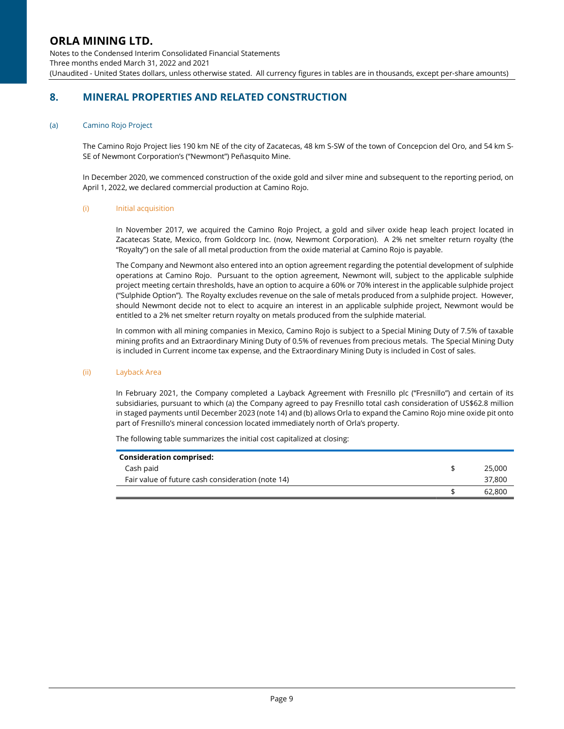## 8. MINERAL PROPERTIES AND RELATED CONSTRUCTION

### (a) Camino Rojo Project

The Camino Rojo Project lies 190 km NE of the city of Zacatecas, 48 km S-SW of the town of Concepcion del Oro, and 54 km S-SE of Newmont Corporation's ("Newmont") Peñasquito Mine.

In December 2020, we commenced construction of the oxide gold and silver mine and subsequent to the reporting period, on April 1, 2022, we declared commercial production at Camino Rojo.

#### (i) Initial acquisition

In November 2017, we acquired the Camino Rojo Project, a gold and silver oxide heap leach project located in Zacatecas State, Mexico, from Goldcorp Inc. (now, Newmont Corporation). A 2% net smelter return royalty (the "Royalty") on the sale of all metal production from the oxide material at Camino Rojo is payable.

The Company and Newmont also entered into an option agreement regarding the potential development of sulphide operations at Camino Rojo. Pursuant to the option agreement, Newmont will, subject to the applicable sulphide project meeting certain thresholds, have an option to acquire a 60% or 70% interest in the applicable sulphide project ("Sulphide Option"). The Royalty excludes revenue on the sale of metals produced from a sulphide project. However, should Newmont decide not to elect to acquire an interest in an applicable sulphide project, Newmont would be entitled to a 2% net smelter return royalty on metals produced from the sulphide material.

In common with all mining companies in Mexico, Camino Rojo is subject to a Special Mining Duty of 7.5% of taxable mining profits and an Extraordinary Mining Duty of 0.5% of revenues from precious metals. The Special Mining Duty is included in Current income tax expense, and the Extraordinary Mining Duty is included in Cost of sales.

#### (ii) Layback Area

In February 2021, the Company completed a Layback Agreement with Fresnillo plc ("Fresnillo") and certain of its subsidiaries, pursuant to which (a) the Company agreed to pay Fresnillo total cash consideration of US$62.8 million in staged payments until December 2023 (note 14) and (b) allows Orla to expand the Camino Rojo mine oxide pit onto part of Fresnillo's mineral concession located immediately north of Orla's property.

The following table summarizes the initial cost capitalized at closing:

| **Consideration comprised:** | | |
|---|---|---|
| Cash paid | $ | 25,000 |
| Fair value of future cash consideration (note 14) | | 37,800 |
| | $ | 62,800 |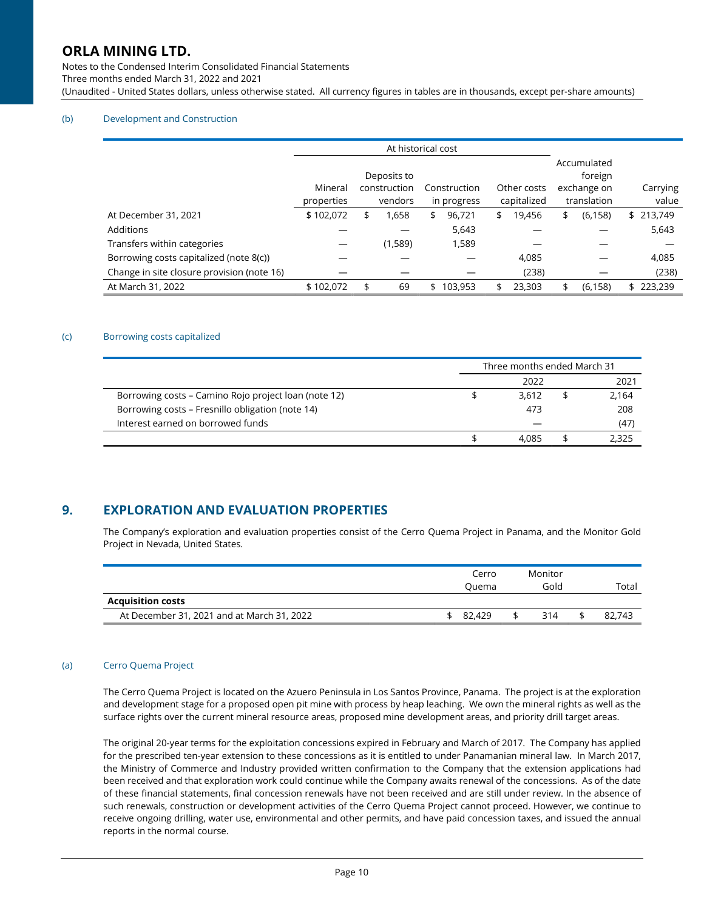(b) Development and Construction

| | At historical cost | | | | | |
|---|---|---|---|---|---|---|
| | Mineral properties | Deposits to construction vendors | Construction in progress | Other costs capitalized | Accumulated foreign exchange on translation | Carrying value |
| At December 31, 2021 | $ 102,072 | $ 1,658 | $ 96,721 | $ 19,456 | $ (6,158) | $ 213,749 |
| Additions | — | — | 5,643 | — | — | 5,643 |
| Transfers within categories | — | (1,589) | 1,589 | — | — | — |
| Borrowing costs capitalized (note 8(c)) | — | — | — | 4,085 | — | 4,085 |
| Change in site closure provision (note 16) | — | — | — | (238) | — | (238) |
| At March 31, 2022 | $ 102,072 | $ 69 | $ 103,953 | $ 23,303 | $ (6,158) | $ 223,239 |

(c) Borrowing costs capitalized

| | Three months ended March 31 | |
|---|---|---|
| | 2022 | 2021 |
| Borrowing costs – Camino Rojo project loan (note 12) | $ 3,612 | $ 2,164 |
| Borrowing costs – Fresnillo obligation (note 14) | 473 | 208 |
| Interest earned on borrowed funds | — | (47) |
| | $ 4,085 | $ 2,325 |

## 9. EXPLORATION AND EVALUATION PROPERTIES

The Company's exploration and evaluation properties consist of the Cerro Quema Project in Panama, and the Monitor Gold Project in Nevada, United States.

| | Cerro Quema | Monitor Gold | Total |
|---|---|---|---|
| **Acquisition costs** | | | |
| At December 31, 2021 and at March 31, 2022 | $ 82,429 | $ 314 | $ 82,743 |

(a) Cerro Quema Project

The Cerro Quema Project is located on the Azuero Peninsula in Los Santos Province, Panama. The project is at the exploration and development stage for a proposed open pit mine with process by heap leaching. We own the mineral rights as well as the surface rights over the current mineral resource areas, proposed mine development areas, and priority drill target areas.

The original 20-year terms for the exploitation concessions expired in February and March of 2017. The Company has applied for the prescribed ten-year extension to these concessions as it is entitled to under Panamanian mineral law. In March 2017, the Ministry of Commerce and Industry provided written confirmation to the Company that the extension applications had been received and that exploration work could continue while the Company awaits renewal of the concessions. As of the date of these financial statements, final concession renewals have not been received and are still under review. In the absence of such renewals, construction or development activities of the Cerro Quema Project cannot proceed. However, we continue to receive ongoing drilling, water use, environmental and other permits, and have paid concession taxes, and issued the annual reports in the normal course.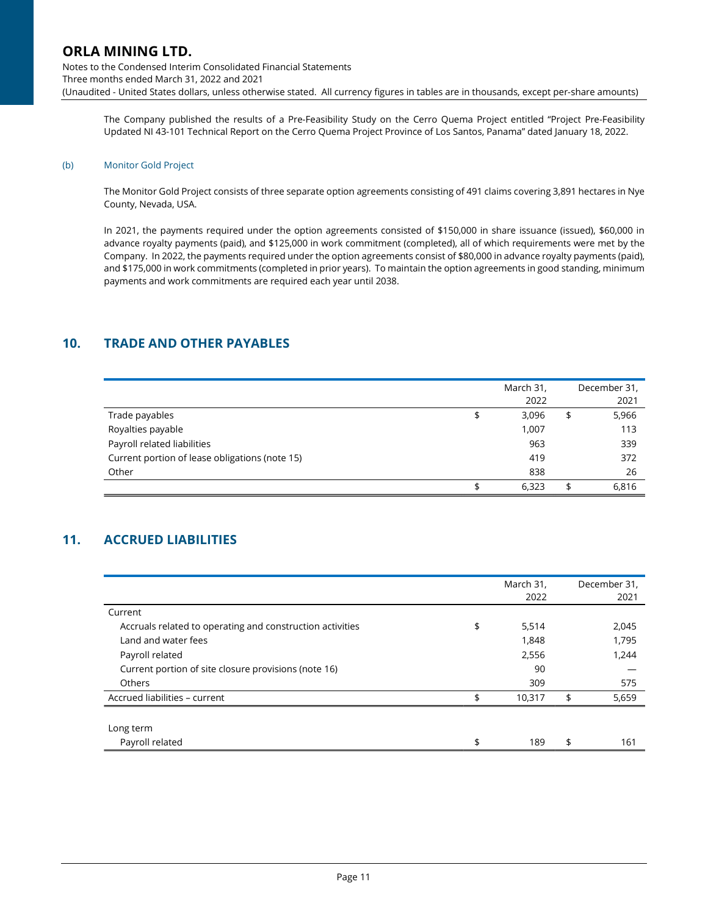The Company published the results of a Pre-Feasibility Study on the Cerro Quema Project entitled "Project Pre-Feasibility Updated NI 43-101 Technical Report on the Cerro Quema Project Province of Los Santos, Panama" dated January 18, 2022.

### (b) Monitor Gold Project

The Monitor Gold Project consists of three separate option agreements consisting of 491 claims covering 3,891 hectares in Nye County, Nevada, USA.

In 2021, the payments required under the option agreements consisted of $150,000 in share issuance (issued), $60,000 in advance royalty payments (paid), and $125,000 in work commitment (completed), all of which requirements were met by the Company. In 2022, the payments required under the option agreements consist of $80,000 in advance royalty payments (paid), and $175,000 in work commitments (completed in prior years). To maintain the option agreements in good standing, minimum payments and work commitments are required each year until 2038.

## 10. TRADE AND OTHER PAYABLES

| | | March 31, 2022 | | December 31, 2021 |
|---|---|---|---|---|
| Trade payables | $ | 3,096 | $ | 5,966 |
| Royalties payable | | 1,007 | | 113 |
| Payroll related liabilities | | 963 | | 339 |
| Current portion of lease obligations (note 15) | | 419 | | 372 |
| Other | | 838 | | 26 |
| | $ | 6,323 | $ | 6,816 |

## 11. ACCRUED LIABILITIES

| | | March 31, 2022 | | December 31, 2021 |
|---|---|---|---|---|
| Current | | | | |
| Accruals related to operating and construction activities | $ | 5,514 | | 2,045 |
| Land and water fees | | 1,848 | | 1,795 |
| Payroll related | | 2,556 | | 1,244 |
| Current portion of site closure provisions (note 16) | | 90 | | — |
| Others | | 309 | | 575 |
| Accrued liabilities – current | $ | 10,317 | $ | 5,659 |
| | | | | |
| Long term | | | | |
| Payroll related | $ | 189 | $ | 161 |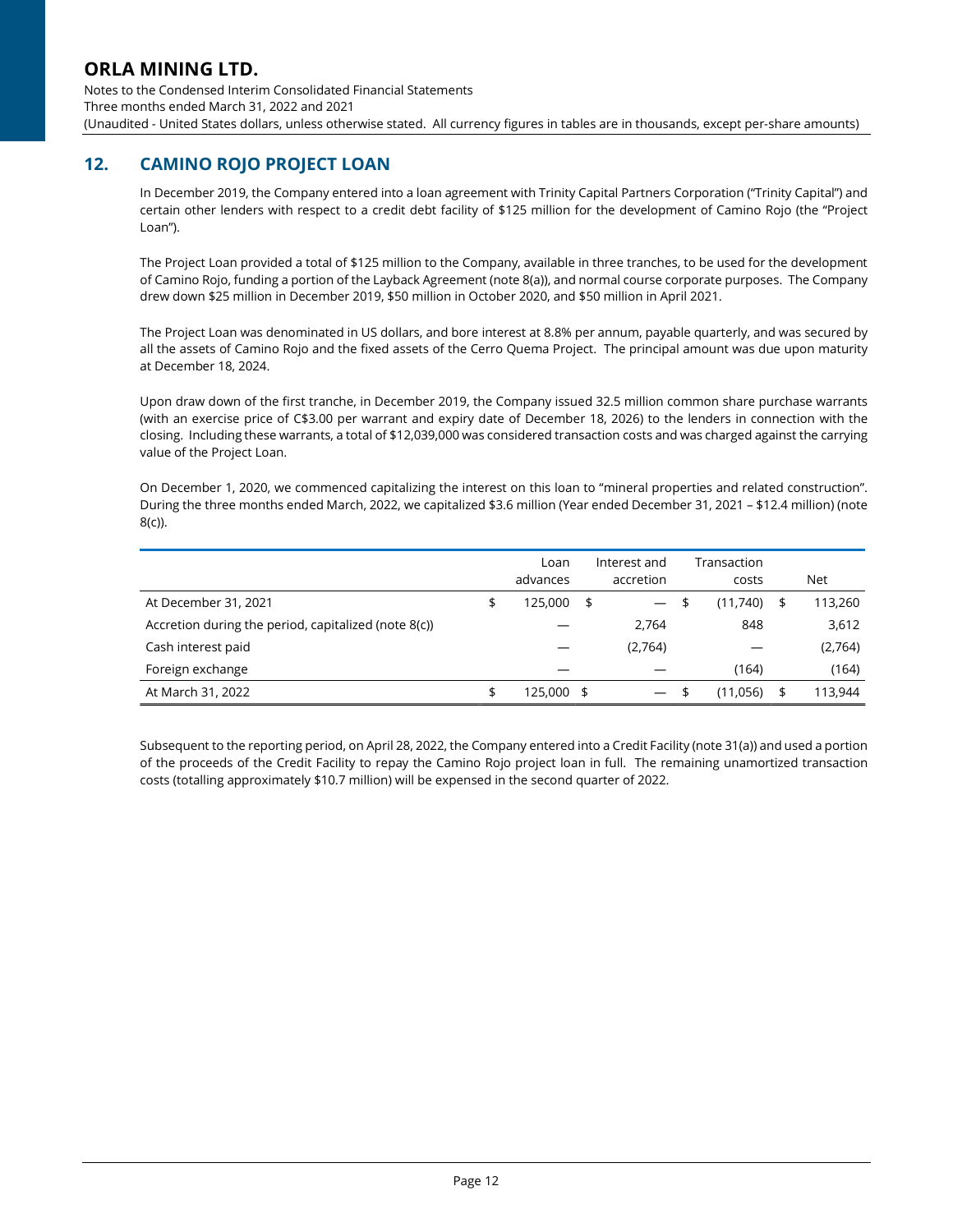## 12. CAMINO ROJO PROJECT LOAN

In December 2019, the Company entered into a loan agreement with Trinity Capital Partners Corporation ("Trinity Capital") and certain other lenders with respect to a credit debt facility of $125 million for the development of Camino Rojo (the "Project Loan").

The Project Loan provided a total of $125 million to the Company, available in three tranches, to be used for the development of Camino Rojo, funding a portion of the Layback Agreement (note 8(a)), and normal course corporate purposes. The Company drew down $25 million in December 2019, $50 million in October 2020, and $50 million in April 2021.

The Project Loan was denominated in US dollars, and bore interest at 8.8% per annum, payable quarterly, and was secured by all the assets of Camino Rojo and the fixed assets of the Cerro Quema Project. The principal amount was due upon maturity at December 18, 2024.

Upon draw down of the first tranche, in December 2019, the Company issued 32.5 million common share purchase warrants (with an exercise price of C$3.00 per warrant and expiry date of December 18, 2026) to the lenders in connection with the closing. Including these warrants, a total of $12,039,000 was considered transaction costs and was charged against the carrying value of the Project Loan.

On December 1, 2020, we commenced capitalizing the interest on this loan to "mineral properties and related construction". During the three months ended March, 2022, we capitalized $3.6 million (Year ended December 31, 2021 – $12.4 million) (note 8(c)).

| | Loan advances | Interest and accretion | Transaction costs | Net |
|---|---|---|---|---|
| At December 31, 2021 | $ 125,000 | $ — | $ (11,740) | $ 113,260 |
| Accretion during the period, capitalized (note 8(c)) | — | 2,764 | 848 | 3,612 |
| Cash interest paid | — | (2,764) | — | (2,764) |
| Foreign exchange | — | — | (164) | (164) |
| At March 31, 2022 | $ 125,000 | $ — | $ (11,056) | $ 113,944 |

Subsequent to the reporting period, on April 28, 2022, the Company entered into a Credit Facility (note 31(a)) and used a portion of the proceeds of the Credit Facility to repay the Camino Rojo project loan in full. The remaining unamortized transaction costs (totalling approximately $10.7 million) will be expensed in the second quarter of 2022.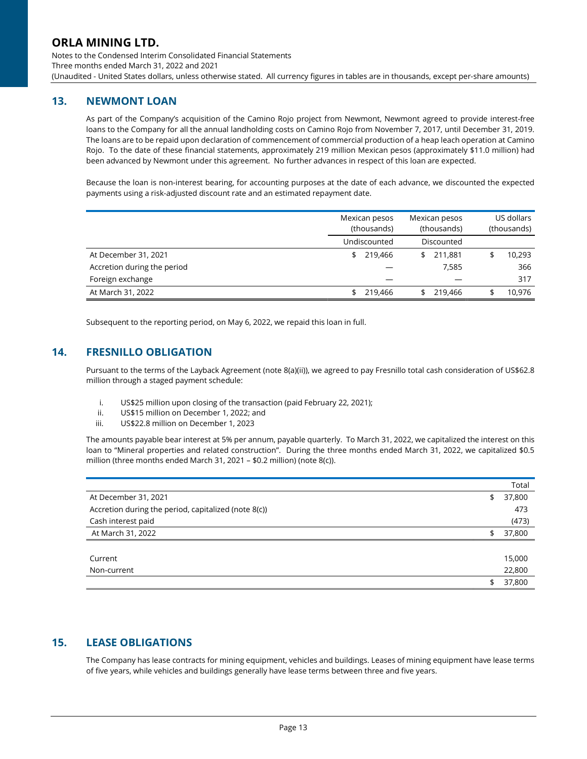## 13. NEWMONT LOAN

As part of the Company's acquisition of the Camino Rojo project from Newmont, Newmont agreed to provide interest-free loans to the Company for all the annual landholding costs on Camino Rojo from November 7, 2017, until December 31, 2019. The loans are to be repaid upon declaration of commencement of commercial production of a heap leach operation at Camino Rojo. To the date of these financial statements, approximately 219 million Mexican pesos (approximately $11.0 million) had been advanced by Newmont under this agreement. No further advances in respect of this loan are expected.

Because the loan is non-interest bearing, for accounting purposes at the date of each advance, we discounted the expected payments using a risk-adjusted discount rate and an estimated repayment date.

| | Mexican pesos (thousands) | Mexican pesos (thousands) | US dollars (thousands) |
|---|---|---|---|
| | Undiscounted | Discounted | |
| At December 31, 2021 | $ 219,466 | $ 211,881 | $ 10,293 |
| Accretion during the period | — | 7,585 | 366 |
| Foreign exchange | — | — | 317 |
| At March 31, 2022 | $ 219,466 | $ 219,466 | $ 10,976 |

Subsequent to the reporting period, on May 6, 2022, we repaid this loan in full.

## 14. FRESNILLO OBLIGATION

Pursuant to the terms of the Layback Agreement (note 8(a)(ii)), we agreed to pay Fresnillo total cash consideration of US$62.8 million through a staged payment schedule:

i. US$25 million upon closing of the transaction (paid February 22, 2021);
ii. US$15 million on December 1, 2022; and
iii. US$22.8 million on December 1, 2023

The amounts payable bear interest at 5% per annum, payable quarterly. To March 31, 2022, we capitalized the interest on this loan to "Mineral properties and related construction". During the three months ended March 31, 2022, we capitalized $0.5 million (three months ended March 31, 2021 – $0.2 million) (note 8(c)).

| | Total |
|---|---|
| At December 31, 2021 | $ 37,800 |
| Accretion during the period, capitalized (note 8(c)) | 473 |
| Cash interest paid | (473) |
| At March 31, 2022 | $ 37,800 |
| | |
| Current | 15,000 |
| Non-current | 22,800 |
| | $ 37,800 |

## 15. LEASE OBLIGATIONS

The Company has lease contracts for mining equipment, vehicles and buildings. Leases of mining equipment have lease terms of five years, while vehicles and buildings generally have lease terms between three and five years.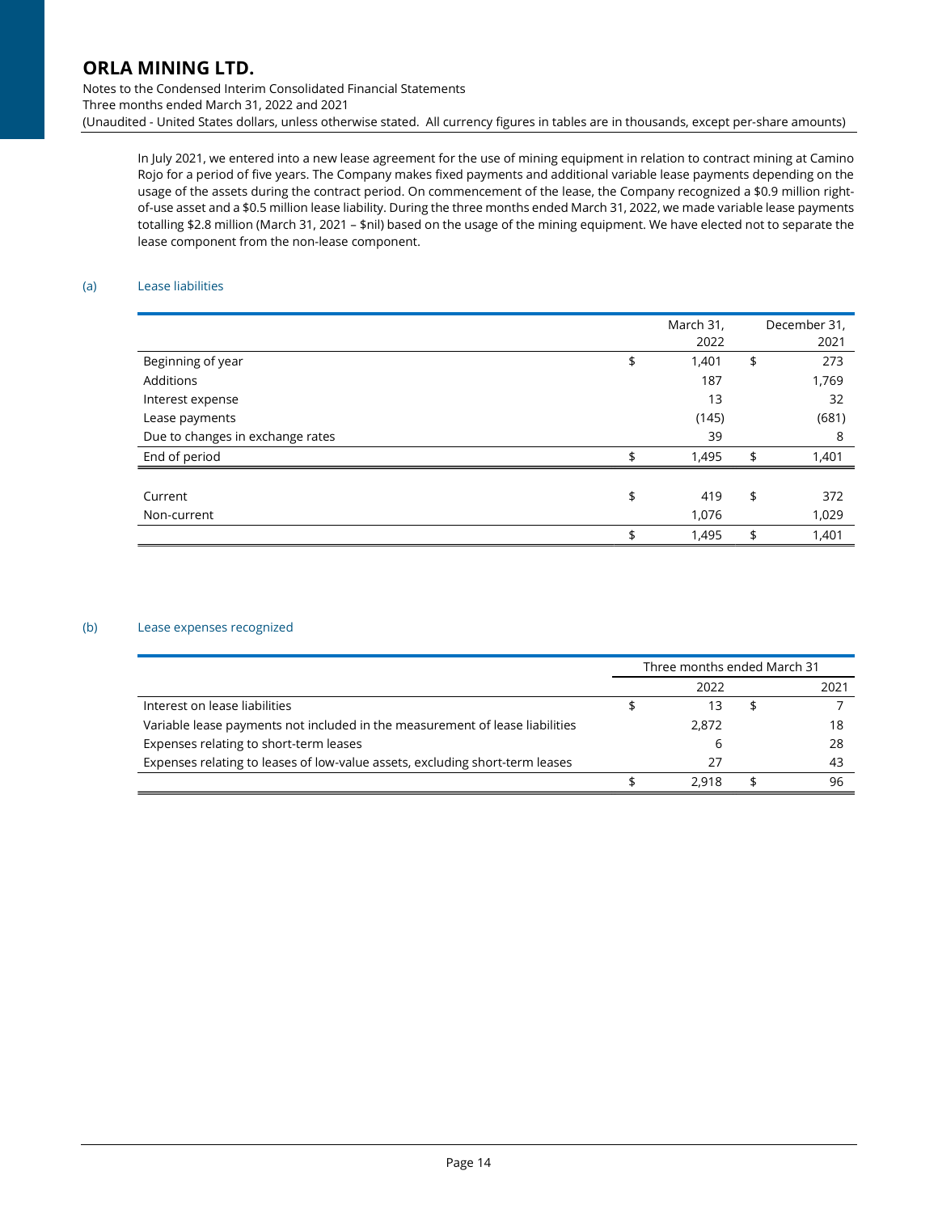In July 2021, we entered into a new lease agreement for the use of mining equipment in relation to contract mining at Camino Rojo for a period of five years. The Company makes fixed payments and additional variable lease payments depending on the usage of the assets during the contract period. On commencement of the lease, the Company recognized a $0.9 million right-of-use asset and a $0.5 million lease liability. During the three months ended March 31, 2022, we made variable lease payments totalling $2.8 million (March 31, 2021 – $nil) based on the usage of the mining equipment. We have elected not to separate the lease component from the non-lease component.

(a) Lease liabilities

| | March 31, 2022 | December 31, 2021 |
|---|---|---|
| Beginning of year | $ 1,401 | $ 273 |
| Additions | 187 | 1,769 |
| Interest expense | 13 | 32 |
| Lease payments | (145) | (681) |
| Due to changes in exchange rates | 39 | 8 |
| End of period | $ 1,495 | $ 1,401 |
| | | |
| Current | $ 419 | $ 372 |
| Non-current | 1,076 | 1,029 |
| | $ 1,495 | $ 1,401 |

(b) Lease expenses recognized

| | Three months ended March 31 | |
|---|---|---|
| | 2022 | 2021 |
| Interest on lease liabilities | $ 13 | $ 7 |
| Variable lease payments not included in the measurement of lease liabilities | 2,872 | 18 |
| Expenses relating to short-term leases | 6 | 28 |
| Expenses relating to leases of low-value assets, excluding short-term leases | 27 | 43 |
| | $ 2,918 | $ 96 |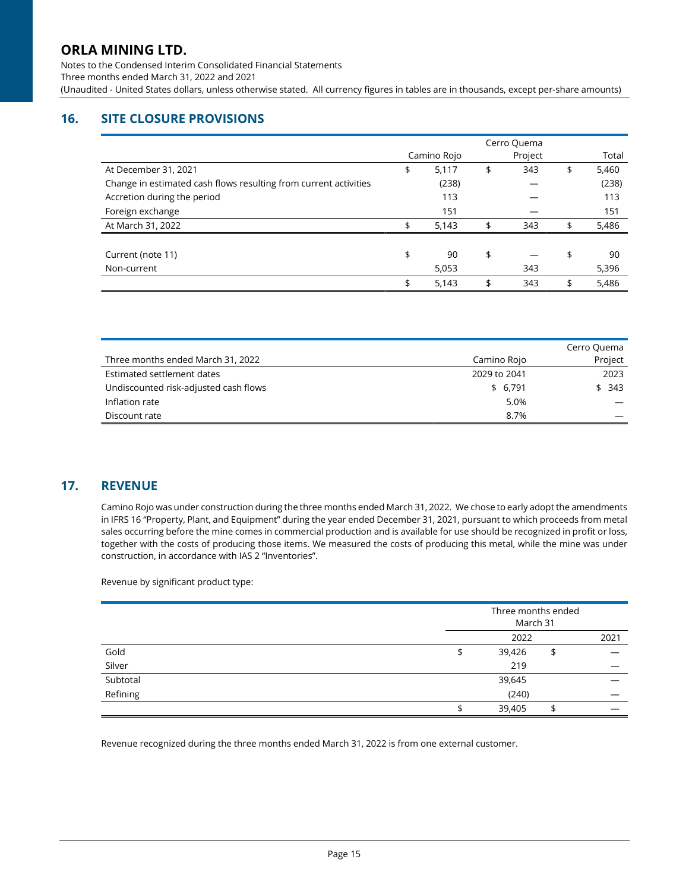## 16. SITE CLOSURE PROVISIONS

| | Camino Rojo | Cerro Quema Project | Total |
|---|---|---|---|
| At December 31, 2021 | $ 5,117 | $ 343 | $ 5,460 |
| Change in estimated cash flows resulting from current activities | (238) | — | (238) |
| Accretion during the period | 113 | — | 113 |
| Foreign exchange | 151 | — | 151 |
| At March 31, 2022 | $ 5,143 | $ 343 | $ 5,486 |
| | | | |
| Current (note 11) | $ 90 | $ — | $ 90 |
| Non-current | 5,053 | 343 | 5,396 |
| | $ 5,143 | $ 343 | $ 5,486 |

| Three months ended March 31, 2022 | Camino Rojo | Cerro Quema Project |
|---|---|---|
| Estimated settlement dates | 2029 to 2041 | 2023 |
| Undiscounted risk-adjusted cash flows | $ 6,791 | $ 343 |
| Inflation rate | 5.0% | — |
| Discount rate | 8.7% | — |

## 17. REVENUE

Camino Rojo was under construction during the three months ended March 31, 2022. We chose to early adopt the amendments in IFRS 16 "Property, Plant, and Equipment" during the year ended December 31, 2021, pursuant to which proceeds from metal sales occurring before the mine comes in commercial production and is available for use should be recognized in profit or loss, together with the costs of producing those items. We measured the costs of producing this metal, while the mine was under construction, in accordance with IAS 2 "Inventories".

Revenue by significant product type:

| | Three months ended March 31 | |
|---|---|---|
| | 2022 | 2021 |
| Gold | $ 39,426 | $ — |
| Silver | 219 | — |
| Subtotal | 39,645 | — |
| Refining | (240) | — |
| | $ 39,405 | $ — |

Revenue recognized during the three months ended March 31, 2022 is from one external customer.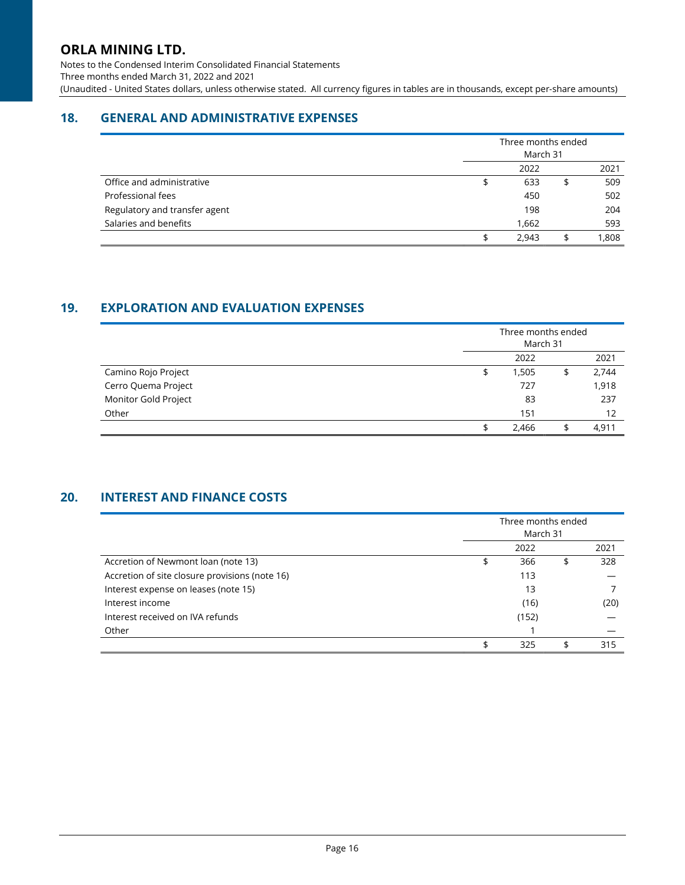# ORLA MINING LTD.

Notes to the Condensed Interim Consolidated Financial Statements
Three months ended March 31, 2022 and 2021
(Unaudited - United States dollars, unless otherwise stated. All currency figures in tables are in thousands, except per-share amounts)

## 18. GENERAL AND ADMINISTRATIVE EXPENSES

| | Three months ended March 31 | |
|---|---|---|
| | 2022 | 2021 |
| Office and administrative | $ 633 | $ 509 |
| Professional fees | 450 | 502 |
| Regulatory and transfer agent | 198 | 204 |
| Salaries and benefits | 1,662 | 593 |
| | $ 2,943 | $ 1,808 |

## 19. EXPLORATION AND EVALUATION EXPENSES

| | Three months ended March 31 | |
|---|---|---|
| | 2022 | 2021 |
| Camino Rojo Project | $ 1,505 | $ 2,744 |
| Cerro Quema Project | 727 | 1,918 |
| Monitor Gold Project | 83 | 237 |
| Other | 151 | 12 |
| | $ 2,466 | $ 4,911 |

## 20. INTEREST AND FINANCE COSTS

| | Three months ended March 31 | |
|---|---|---|
| | 2022 | 2021 |
| Accretion of Newmont loan (note 13) | $ 366 | $ 328 |
| Accretion of site closure provisions (note 16) | 113 | — |
| Interest expense on leases (note 15) | 13 | 7 |
| Interest income | (16) | (20) |
| Interest received on IVA refunds | (152) | — |
| Other | 1 | — |
| | $ 325 | $ 315 |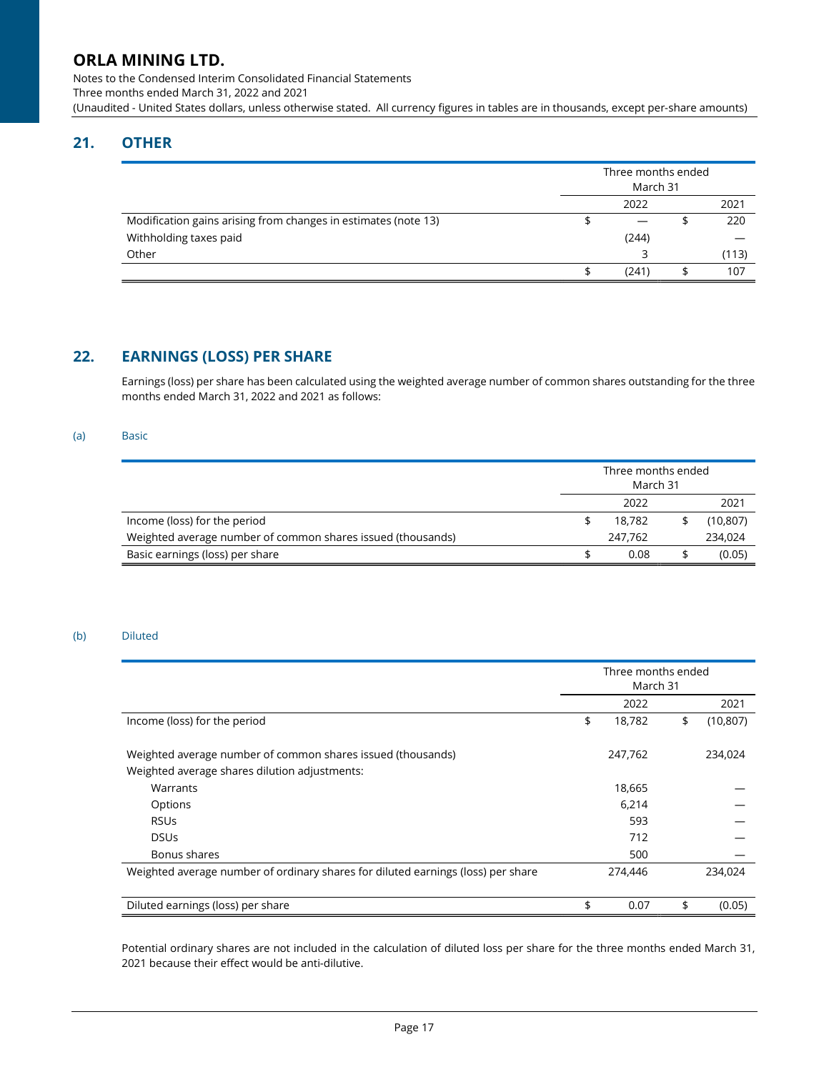## 21. OTHER

| | Three months ended March 31 | |
|---|---|---|
| | 2022 | 2021 |
| Modification gains arising from changes in estimates (note 13) | $ — | $ 220 |
| Withholding taxes paid | (244) | — |
| Other | 3 | (113) |
| | $ (241) | $ 107 |

## 22. EARNINGS (LOSS) PER SHARE

Earnings (loss) per share has been calculated using the weighted average number of common shares outstanding for the three months ended March 31, 2022 and 2021 as follows:

### (a) Basic

| | Three months ended March 31 | |
|---|---|---|
| | 2022 | 2021 |
| Income (loss) for the period | $ 18,782 | $ (10,807) |
| Weighted average number of common shares issued (thousands) | 247,762 | 234,024 |
| Basic earnings (loss) per share | $ 0.08 | $ (0.05) |

### (b) Diluted

| | Three months ended March 31 | |
|---|---|---|
| | 2022 | 2021 |
| Income (loss) for the period | $ 18,782 | $ (10,807) |
| Weighted average number of common shares issued (thousands) | 247,762 | 234,024 |
| Weighted average shares dilution adjustments: | | |
| Warrants | 18,665 | — |
| Options | 6,214 | — |
| RSUs | 593 | — |
| DSUs | 712 | — |
| Bonus shares | 500 | — |
| Weighted average number of ordinary shares for diluted earnings (loss) per share | 274,446 | 234,024 |
| Diluted earnings (loss) per share | $ 0.07 | $ (0.05) |

Potential ordinary shares are not included in the calculation of diluted loss per share for the three months ended March 31, 2021 because their effect would be anti-dilutive.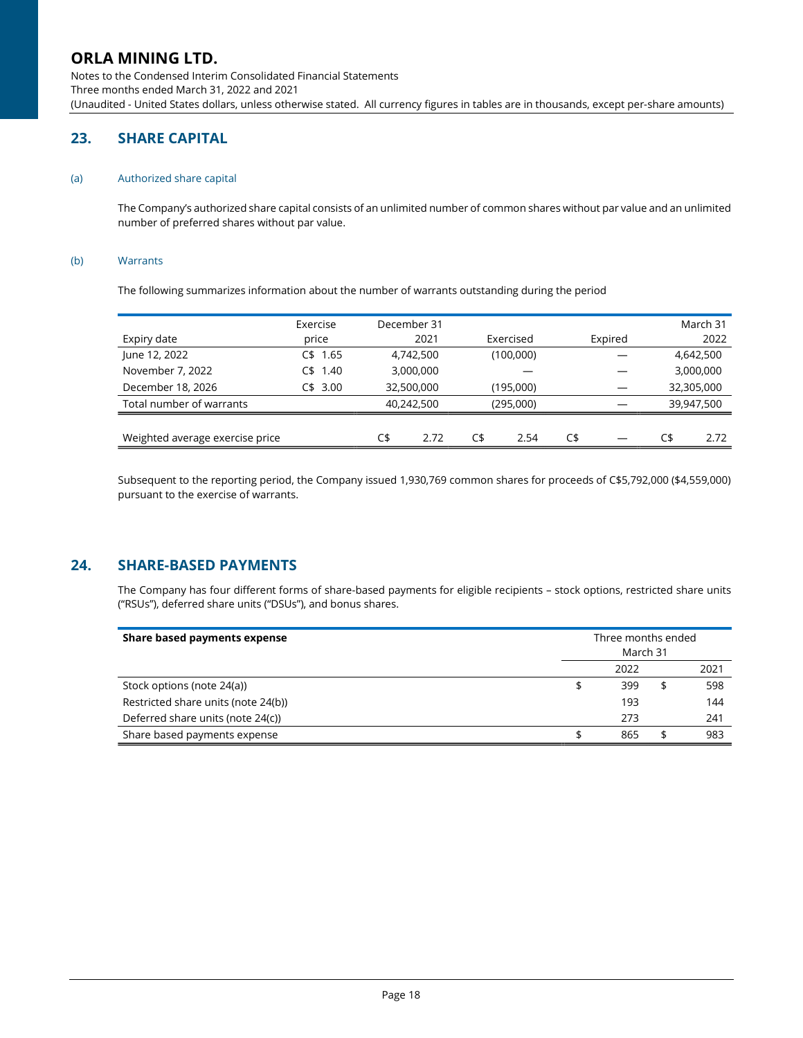## 23. SHARE CAPITAL

### (a) Authorized share capital

The Company's authorized share capital consists of an unlimited number of common shares without par value and an unlimited number of preferred shares without par value.

### (b) Warrants

The following summarizes information about the number of warrants outstanding during the period

| Expiry date | Exercise price | December 31 2021 | Exercised | Expired | March 31 2022 |
|---|---|---|---|---|---|
| June 12, 2022 | C$ 1.65 | 4,742,500 | (100,000) | — | 4,642,500 |
| November 7, 2022 | C$ 1.40 | 3,000,000 | — | — | 3,000,000 |
| December 18, 2026 | C$ 3.00 | 32,500,000 | (195,000) | — | 32,305,000 |
| Total number of warrants | | 40,242,500 | (295,000) | — | 39,947,500 |
| | | | | | |
| Weighted average exercise price | | C$ 2.72 | C$ 2.54 | C$ — | C$ 2.72 |

Subsequent to the reporting period, the Company issued 1,930,769 common shares for proceeds of C$5,792,000 ($4,559,000) pursuant to the exercise of warrants.

## 24. SHARE-BASED PAYMENTS

The Company has four different forms of share-based payments for eligible recipients – stock options, restricted share units ("RSUs"), deferred share units ("DSUs"), and bonus shares.

| **Share based payments expense** | Three months ended March 31 | |
|---|---|---|
| | 2022 | 2021 |
| Stock options (note 24(a)) | $ 399 | $ 598 |
| Restricted share units (note 24(b)) | 193 | 144 |
| Deferred share units (note 24(c)) | 273 | 241 |
| Share based payments expense | $ 865 | $ 983 |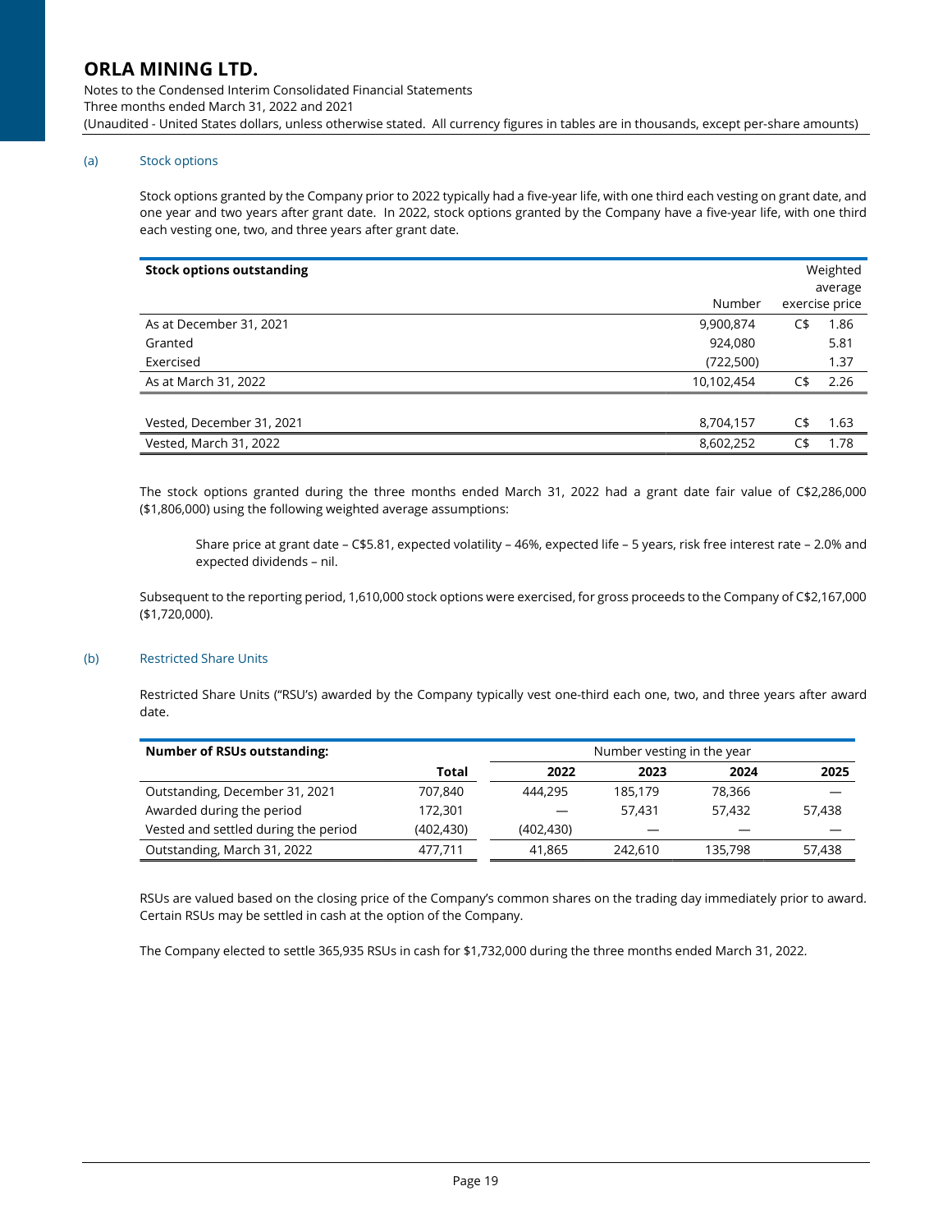(a) Stock options

Stock options granted by the Company prior to 2022 typically had a five-year life, with one third each vesting on grant date, and one year and two years after grant date. In 2022, stock options granted by the Company have a five-year life, with one third each vesting one, two, and three years after grant date.

| Stock options outstanding | Number | Weighted average exercise price |
|---|---|---|
| As at December 31, 2021 | 9,900,874 | C$ 1.86 |
| Granted | 924,080 | 5.81 |
| Exercised | (722,500) | 1.37 |
| As at March 31, 2022 | 10,102,454 | C$ 2.26 |
| | | |
| Vested, December 31, 2021 | 8,704,157 | C$ 1.63 |
| Vested, March 31, 2022 | 8,602,252 | C$ 1.78 |

The stock options granted during the three months ended March 31, 2022 had a grant date fair value of C$2,286,000 ($1,806,000) using the following weighted average assumptions:

> Share price at grant date – C$5.81, expected volatility – 46%, expected life – 5 years, risk free interest rate – 2.0% and expected dividends – nil.

Subsequent to the reporting period, 1,610,000 stock options were exercised, for gross proceeds to the Company of C$2,167,000 ($1,720,000).

(b) Restricted Share Units

Restricted Share Units ("RSU's) awarded by the Company typically vest one-third each one, two, and three years after award date.

| Number of RSUs outstanding: | | Number vesting in the year | | | |
|---|---|---|---|---|---|
| | Total | 2022 | 2023 | 2024 | 2025 |
| Outstanding, December 31, 2021 | 707,840 | 444,295 | 185,179 | 78,366 | — |
| Awarded during the period | 172,301 | — | 57,431 | 57,432 | 57,438 |
| Vested and settled during the period | (402,430) | (402,430) | — | — | — |
| Outstanding, March 31, 2022 | 477,711 | 41,865 | 242,610 | 135,798 | 57,438 |

RSUs are valued based on the closing price of the Company's common shares on the trading day immediately prior to award. Certain RSUs may be settled in cash at the option of the Company.

The Company elected to settle 365,935 RSUs in cash for $1,732,000 during the three months ended March 31, 2022.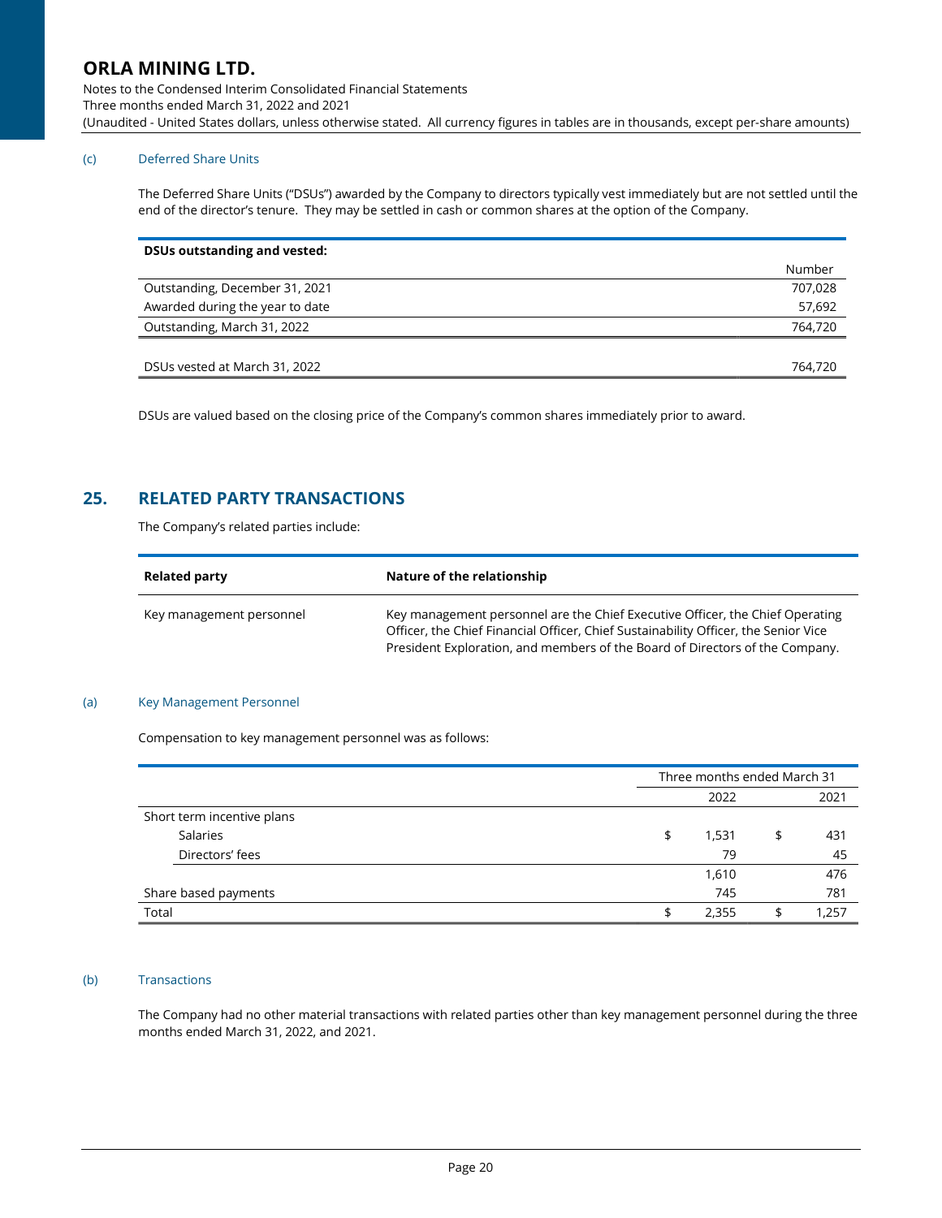(c) Deferred Share Units

The Deferred Share Units ("DSUs") awarded by the Company to directors typically vest immediately but are not settled until the end of the director's tenure. They may be settled in cash or common shares at the option of the Company.

| DSUs outstanding and vested: | |
|---|---|
| | Number |
| Outstanding, December 31, 2021 | 707,028 |
| Awarded during the year to date | 57,692 |
| Outstanding, March 31, 2022 | 764,720 |
| | |
| DSUs vested at March 31, 2022 | 764,720 |

DSUs are valued based on the closing price of the Company's common shares immediately prior to award.

## 25. RELATED PARTY TRANSACTIONS

The Company's related parties include:

| Related party | Nature of the relationship |
|---|---|
| Key management personnel | Key management personnel are the Chief Executive Officer, the Chief Operating Officer, the Chief Financial Officer, Chief Sustainability Officer, the Senior Vice President Exploration, and members of the Board of Directors of the Company. |

(a) Key Management Personnel

Compensation to key management personnel was as follows:

| | Three months ended March 31 | |
|---|---|---|
| | 2022 | 2021 |
| Short term incentive plans | | |
| Salaries | $ 1,531 | $ 431 |
| Directors' fees | 79 | 45 |
| | 1,610 | 476 |
| Share based payments | 745 | 781 |
| Total | $ 2,355 | $ 1,257 |

(b) Transactions

The Company had no other material transactions with related parties other than key management personnel during the three months ended March 31, 2022, and 2021.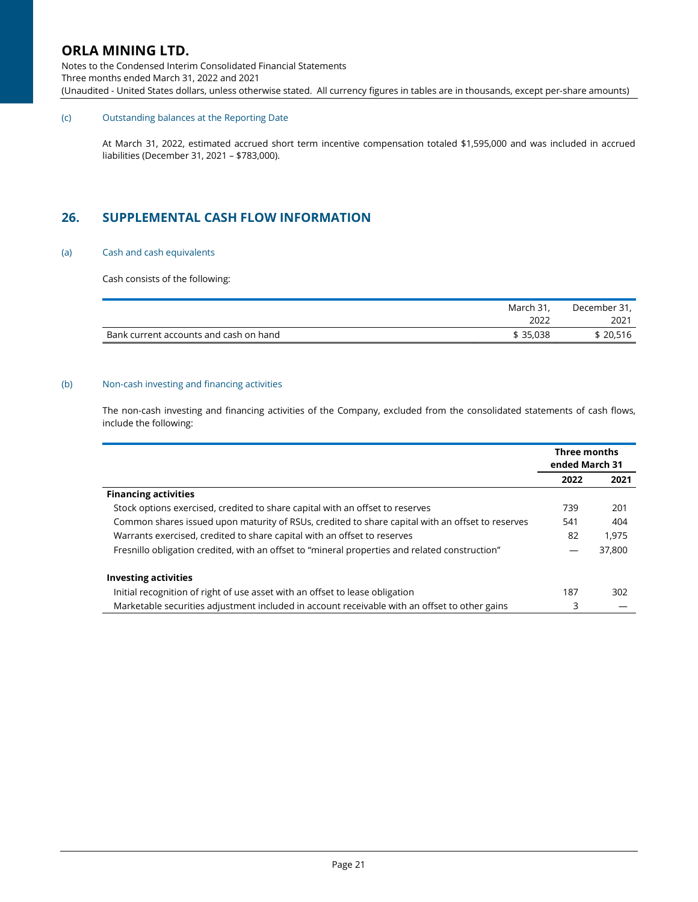(c) Outstanding balances at the Reporting Date

At March 31, 2022, estimated accrued short term incentive compensation totaled $1,595,000 and was included in accrued liabilities (December 31, 2021 – $783,000).

## 26. SUPPLEMENTAL CASH FLOW INFORMATION

(a) Cash and cash equivalents

Cash consists of the following:

| | March 31, 2022 | December 31, 2021 |
|---|---|---|
| Bank current accounts and cash on hand | $ 35,038 | $ 20,516 |

(b) Non-cash investing and financing activities

The non-cash investing and financing activities of the Company, excluded from the consolidated statements of cash flows, include the following:

| | Three months ended March 31 | |
|---|---|---|
| | **2022** | **2021** |
| **Financing activities** | | |
| Stock options exercised, credited to share capital with an offset to reserves | 739 | 201 |
| Common shares issued upon maturity of RSUs, credited to share capital with an offset to reserves | 541 | 404 |
| Warrants exercised, credited to share capital with an offset to reserves | 82 | 1,975 |
| Fresnillo obligation credited, with an offset to "mineral properties and related construction" | — | 37,800 |
| **Investing activities** | | |
| Initial recognition of right of use asset with an offset to lease obligation | 187 | 302 |
| Marketable securities adjustment included in account receivable with an offset to other gains | 3 | — |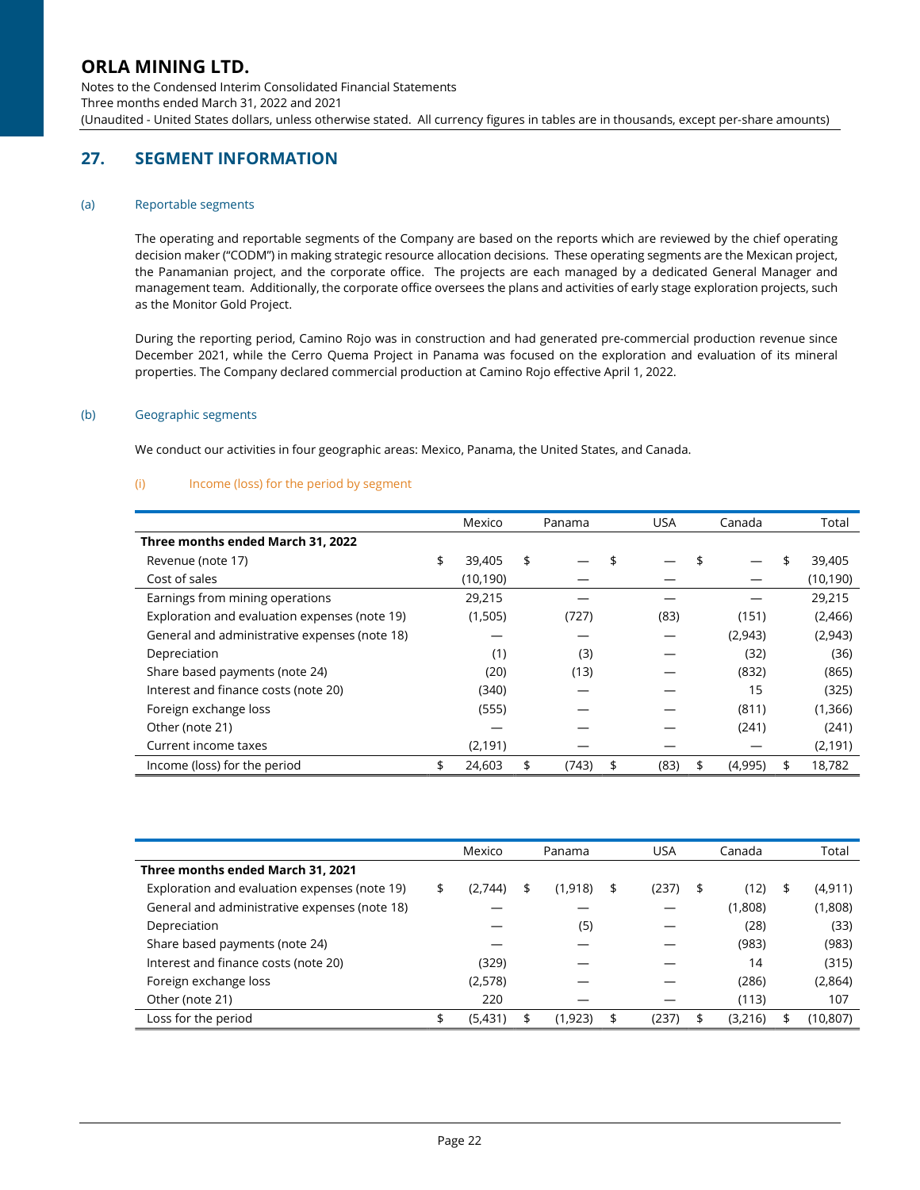## 27. SEGMENT INFORMATION

### (a) Reportable segments

The operating and reportable segments of the Company are based on the reports which are reviewed by the chief operating decision maker ("CODM") in making strategic resource allocation decisions. These operating segments are the Mexican project, the Panamanian project, and the corporate office. The projects are each managed by a dedicated General Manager and management team. Additionally, the corporate office oversees the plans and activities of early stage exploration projects, such as the Monitor Gold Project.

During the reporting period, Camino Rojo was in construction and had generated pre-commercial production revenue since December 2021, while the Cerro Quema Project in Panama was focused on the exploration and evaluation of its mineral properties. The Company declared commercial production at Camino Rojo effective April 1, 2022.

### (b) Geographic segments

We conduct our activities in four geographic areas: Mexico, Panama, the United States, and Canada.

#### (i) Income (loss) for the period by segment

| | Mexico | Panama | USA | Canada | Total |
|---|---|---|---|---|---|
| **Three months ended March 31, 2022** | | | | | |
| Revenue (note 17) | $ 39,405 | $ — | $ — | $ — | $ 39,405 |
| Cost of sales | (10,190) | — | — | — | (10,190) |
| Earnings from mining operations | 29,215 | — | — | — | 29,215 |
| Exploration and evaluation expenses (note 19) | (1,505) | (727) | (83) | (151) | (2,466) |
| General and administrative expenses (note 18) | — | — | — | (2,943) | (2,943) |
| Depreciation | (1) | (3) | — | (32) | (36) |
| Share based payments (note 24) | (20) | (13) | — | (832) | (865) |
| Interest and finance costs (note 20) | (340) | — | — | 15 | (325) |
| Foreign exchange loss | (555) | — | — | (811) | (1,366) |
| Other (note 21) | — | — | — | (241) | (241) |
| Current income taxes | (2,191) | — | — | — | (2,191) |
| Income (loss) for the period | $ 24,603 | $ (743) | $ (83) | $ (4,995) | $ 18,782 |

| | Mexico | Panama | USA | Canada | Total |
|---|---|---|---|---|---|
| **Three months ended March 31, 2021** | | | | | |
| Exploration and evaluation expenses (note 19) | $ (2,744) | $ (1,918) | $ (237) | $ (12) | $ (4,911) |
| General and administrative expenses (note 18) | — | — | — | (1,808) | (1,808) |
| Depreciation | — | (5) | — | (28) | (33) |
| Share based payments (note 24) | — | — | — | (983) | (983) |
| Interest and finance costs (note 20) | (329) | — | — | 14 | (315) |
| Foreign exchange loss | (2,578) | — | — | (286) | (2,864) |
| Other (note 21) | 220 | — | — | (113) | 107 |
| Loss for the period | $ (5,431) | $ (1,923) | $ (237) | $ (3,216) | $ (10,807) |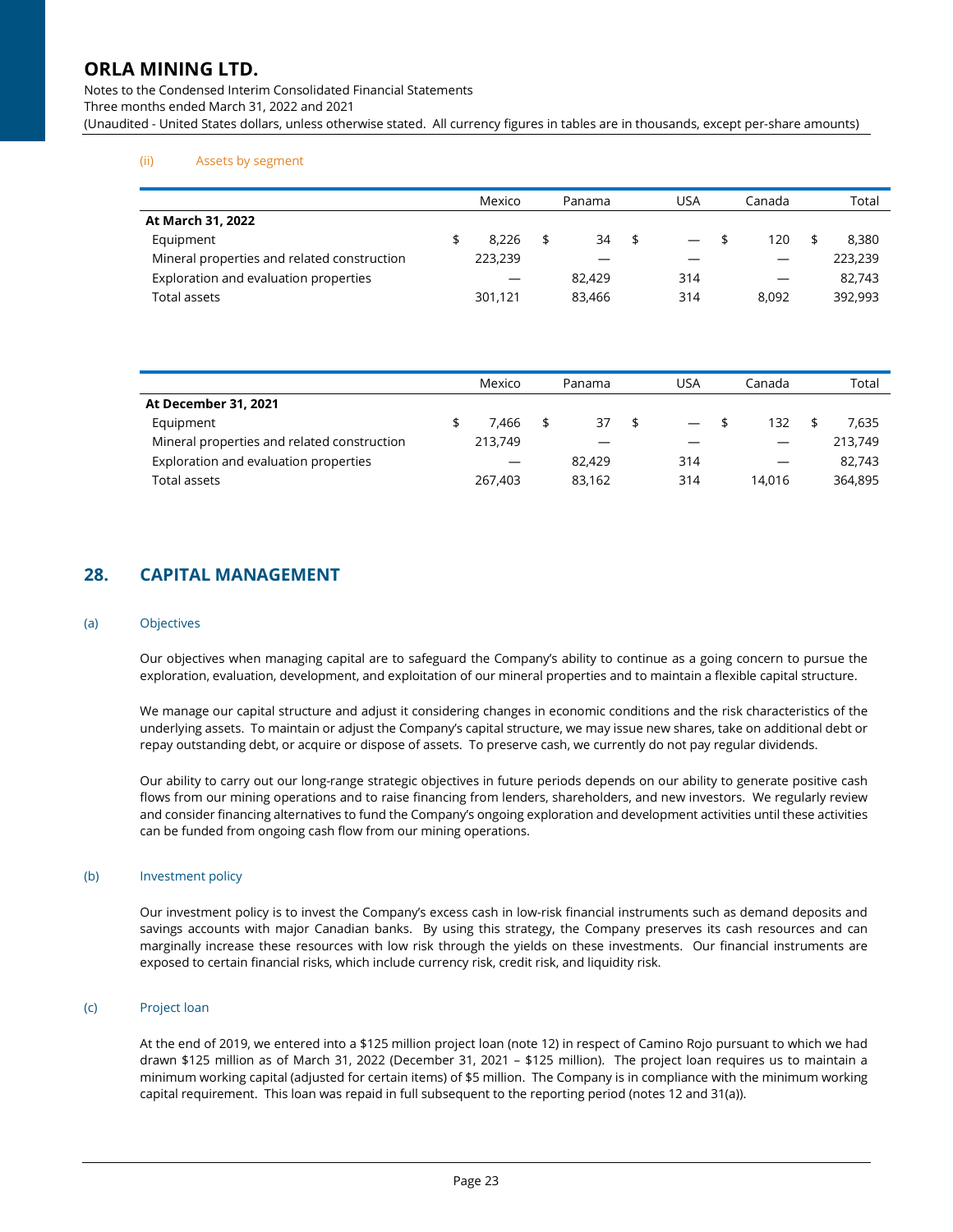(ii) Assets by segment

| | Mexico | Panama | USA | Canada | Total |
|---|---|---|---|---|---|
| **At March 31, 2022** | | | | | |
| Equipment | $ 8,226 | $ 34 | $ — | $ 120 | $ 8,380 |
| Mineral properties and related construction | 223,239 | — | — | — | 223,239 |
| Exploration and evaluation properties | — | 82,429 | 314 | — | 82,743 |
| Total assets | 301,121 | 83,466 | 314 | 8,092 | 392,993 |

| | Mexico | Panama | USA | Canada | Total |
|---|---|---|---|---|---|
| **At December 31, 2021** | | | | | |
| Equipment | $ 7,466 | $ 37 | $ — | $ 132 | $ 7,635 |
| Mineral properties and related construction | 213,749 | — | — | — | 213,749 |
| Exploration and evaluation properties | — | 82,429 | 314 | — | 82,743 |
| Total assets | 267,403 | 83,162 | 314 | 14,016 | 364,895 |

## 28. CAPITAL MANAGEMENT

### (a) Objectives

Our objectives when managing capital are to safeguard the Company's ability to continue as a going concern to pursue the exploration, evaluation, development, and exploitation of our mineral properties and to maintain a flexible capital structure.

We manage our capital structure and adjust it considering changes in economic conditions and the risk characteristics of the underlying assets. To maintain or adjust the Company's capital structure, we may issue new shares, take on additional debt or repay outstanding debt, or acquire or dispose of assets. To preserve cash, we currently do not pay regular dividends.

Our ability to carry out our long-range strategic objectives in future periods depends on our ability to generate positive cash flows from our mining operations and to raise financing from lenders, shareholders, and new investors. We regularly review and consider financing alternatives to fund the Company's ongoing exploration and development activities until these activities can be funded from ongoing cash flow from our mining operations.

### (b) Investment policy

Our investment policy is to invest the Company's excess cash in low-risk financial instruments such as demand deposits and savings accounts with major Canadian banks. By using this strategy, the Company preserves its cash resources and can marginally increase these resources with low risk through the yields on these investments. Our financial instruments are exposed to certain financial risks, which include currency risk, credit risk, and liquidity risk.

### (c) Project loan

At the end of 2019, we entered into a $125 million project loan (note 12) in respect of Camino Rojo pursuant to which we had drawn $125 million as of March 31, 2022 (December 31, 2021 – $125 million). The project loan requires us to maintain a minimum working capital (adjusted for certain items) of $5 million. The Company is in compliance with the minimum working capital requirement. This loan was repaid in full subsequent to the reporting period (notes 12 and 31(a)).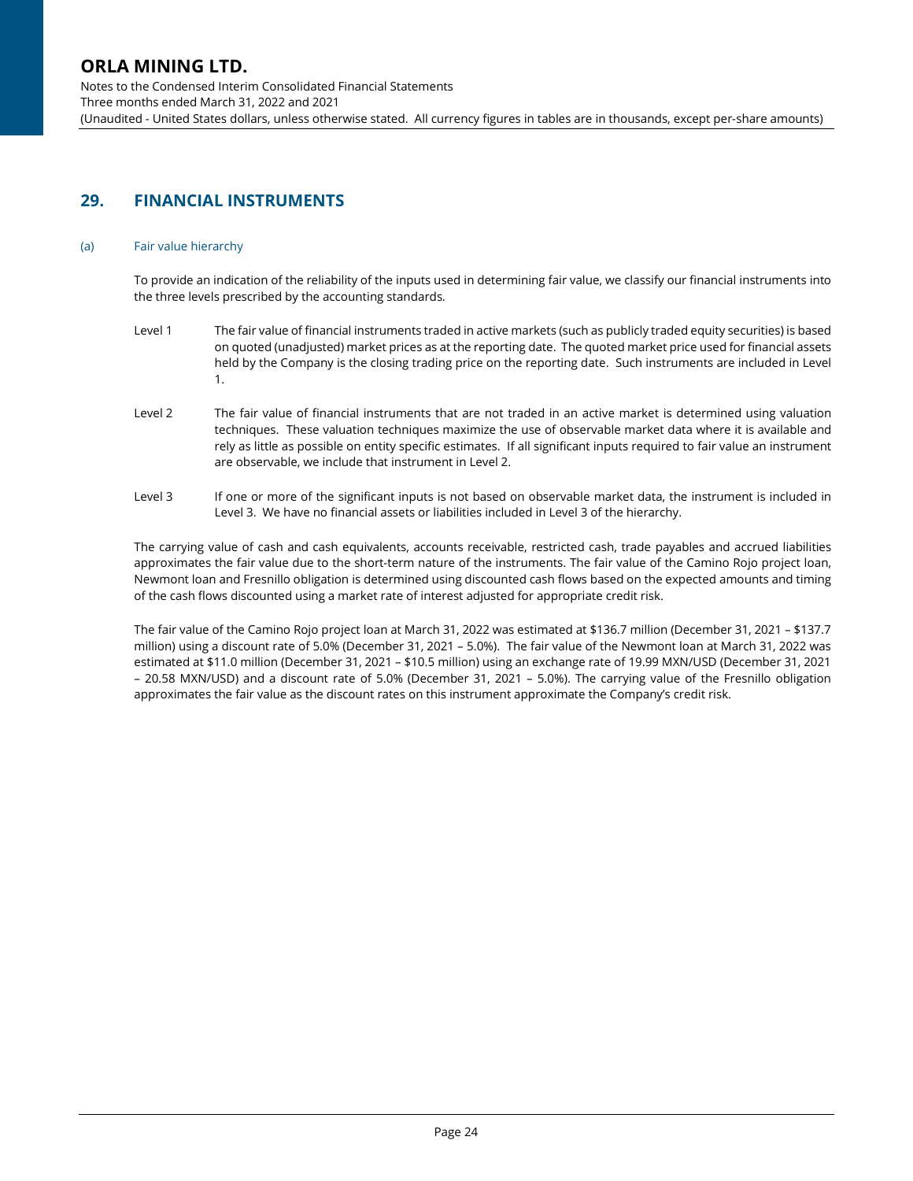## 29. FINANCIAL INSTRUMENTS

### (a) Fair value hierarchy

To provide an indication of the reliability of the inputs used in determining fair value, we classify our financial instruments into the three levels prescribed by the accounting standards.

Level 1 The fair value of financial instruments traded in active markets (such as publicly traded equity securities) is based on quoted (unadjusted) market prices as at the reporting date. The quoted market price used for financial assets held by the Company is the closing trading price on the reporting date. Such instruments are included in Level 1.

Level 2 The fair value of financial instruments that are not traded in an active market is determined using valuation techniques. These valuation techniques maximize the use of observable market data where it is available and rely as little as possible on entity specific estimates. If all significant inputs required to fair value an instrument are observable, we include that instrument in Level 2.

Level 3 If one or more of the significant inputs is not based on observable market data, the instrument is included in Level 3. We have no financial assets or liabilities included in Level 3 of the hierarchy.

The carrying value of cash and cash equivalents, accounts receivable, restricted cash, trade payables and accrued liabilities approximates the fair value due to the short-term nature of the instruments. The fair value of the Camino Rojo project loan, Newmont loan and Fresnillo obligation is determined using discounted cash flows based on the expected amounts and timing of the cash flows discounted using a market rate of interest adjusted for appropriate credit risk.

The fair value of the Camino Rojo project loan at March 31, 2022 was estimated at $136.7 million (December 31, 2021 – $137.7 million) using a discount rate of 5.0% (December 31, 2021 – 5.0%). The fair value of the Newmont loan at March 31, 2022 was estimated at $11.0 million (December 31, 2021 – $10.5 million) using an exchange rate of 19.99 MXN/USD (December 31, 2021 – 20.58 MXN/USD) and a discount rate of 5.0% (December 31, 2021 – 5.0%). The carrying value of the Fresnillo obligation approximates the fair value as the discount rates on this instrument approximate the Company's credit risk.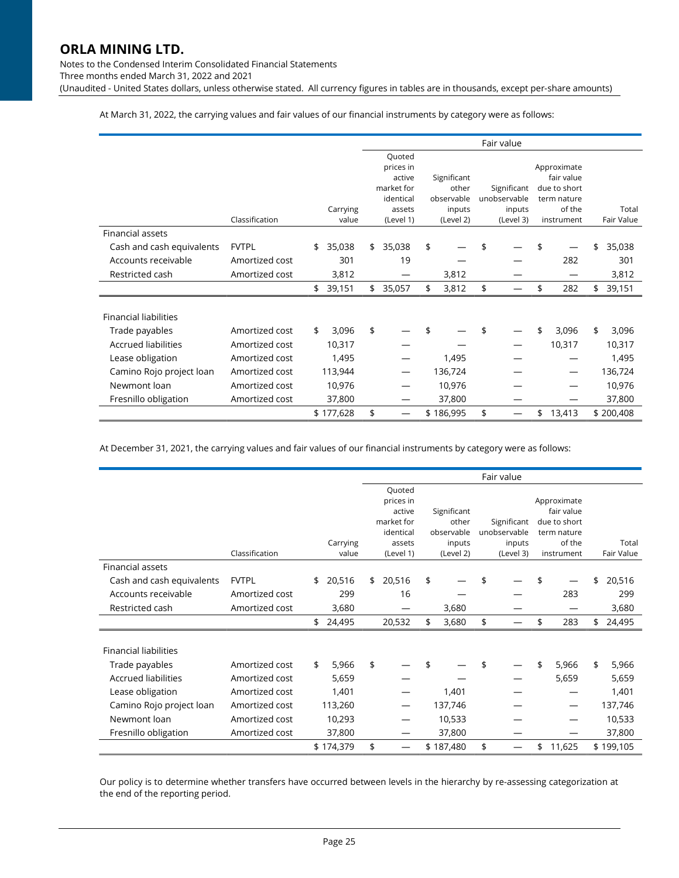At March 31, 2022, the carrying values and fair values of our financial instruments by category were as follows:

| | Classification | Carrying value | Fair value | | | | |
|---|---|---|---|---|---|---|---|
| | | | Quoted prices in active market for identical assets (Level 1) | Significant other observable inputs (Level 2) | Significant unobservable inputs (Level 3) | Approximate fair value due to short term nature of the instrument | Total Fair Value |
| **Financial assets** | | | | | | | |
| Cash and cash equivalents | FVTPL | $ 35,038 | $ 35,038 | $ — | $ — | $ — | $ 35,038 |
| Accounts receivable | Amortized cost | 301 | 19 | — | — | 282 | 301 |
| Restricted cash | Amortized cost | 3,812 | — | 3,812 | — | — | 3,812 |
| | | $ 39,151 | $ 35,057 | $ 3,812 | $ — | $ 282 | $ 39,151 |
| **Financial liabilities** | | | | | | | |
| Trade payables | Amortized cost | $ 3,096 | $ — | $ — | $ — | $ 3,096 | $ 3,096 |
| Accrued liabilities | Amortized cost | 10,317 | — | — | — | 10,317 | 10,317 |
| Lease obligation | Amortized cost | 1,495 | — | 1,495 | — | — | 1,495 |
| Camino Rojo project loan | Amortized cost | 113,944 | — | 136,724 | — | — | 136,724 |
| Newmont loan | Amortized cost | 10,976 | — | 10,976 | — | — | 10,976 |
| Fresnillo obligation | Amortized cost | 37,800 | — | 37,800 | — | — | 37,800 |
| | | $ 177,628 | $ — | $ 186,995 | $ — | $ 13,413 | $ 200,408 |

At December 31, 2021, the carrying values and fair values of our financial instruments by category were as follows:

| | Classification | Carrying value | Fair value | | | | |
|---|---|---|---|---|---|---|---|
| | | | Quoted prices in active market for identical assets (Level 1) | Significant other observable inputs (Level 2) | Significant unobservable inputs (Level 3) | Approximate fair value due to short term nature of the instrument | Total Fair Value |
| **Financial assets** | | | | | | | |
| Cash and cash equivalents | FVTPL | $ 20,516 | $ 20,516 | $ — | $ — | $ — | $ 20,516 |
| Accounts receivable | Amortized cost | 299 | 16 | — | — | 283 | 299 |
| Restricted cash | Amortized cost | 3,680 | — | 3,680 | — | — | 3,680 |
| | | $ 24,495 | 20,532 | $ 3,680 | $ — | $ 283 | $ 24,495 |
| **Financial liabilities** | | | | | | | |
| Trade payables | Amortized cost | $ 5,966 | $ — | $ — | $ — | $ 5,966 | $ 5,966 |
| Accrued liabilities | Amortized cost | 5,659 | — | — | — | 5,659 | 5,659 |
| Lease obligation | Amortized cost | 1,401 | — | 1,401 | — | — | 1,401 |
| Camino Rojo project loan | Amortized cost | 113,260 | — | 137,746 | — | — | 137,746 |
| Newmont loan | Amortized cost | 10,293 | — | 10,533 | — | — | 10,533 |
| Fresnillo obligation | Amortized cost | 37,800 | — | 37,800 | — | — | 37,800 |
| | | $ 174,379 | $ — | $ 187,480 | $ — | $ 11,625 | $ 199,105 |

Our policy is to determine whether transfers have occurred between levels in the hierarchy by re-assessing categorization at the end of the reporting period.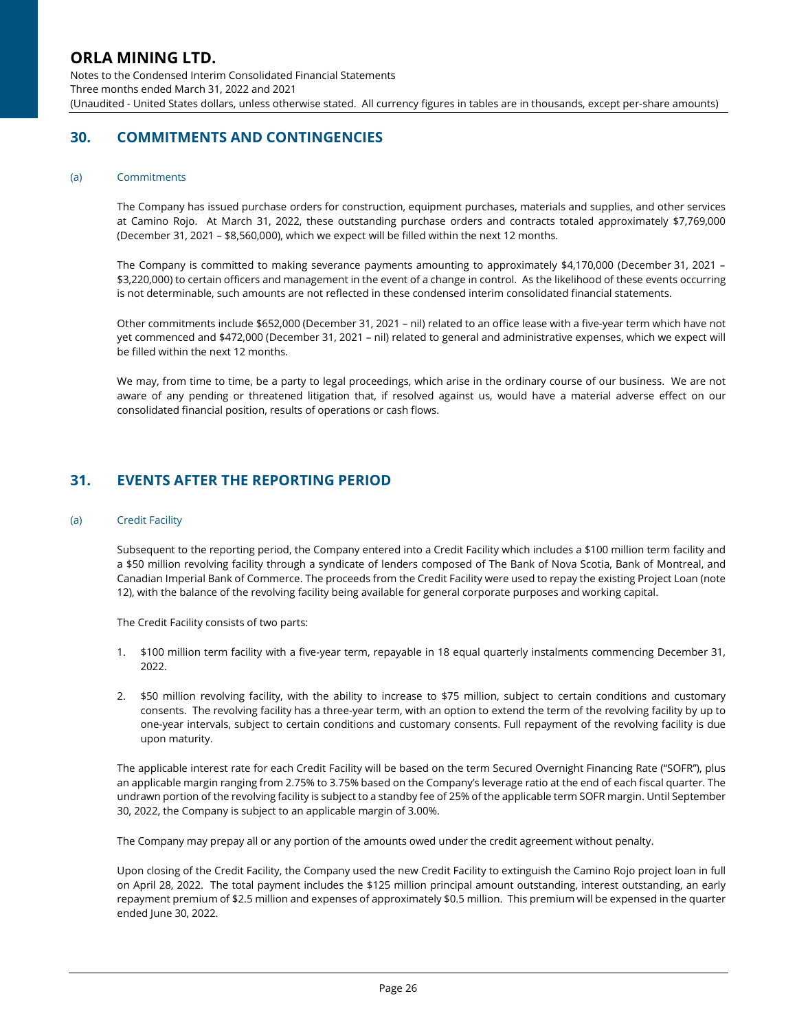## 30. COMMITMENTS AND CONTINGENCIES

### (a) Commitments

The Company has issued purchase orders for construction, equipment purchases, materials and supplies, and other services at Camino Rojo. At March 31, 2022, these outstanding purchase orders and contracts totaled approximately $7,769,000 (December 31, 2021 – $8,560,000), which we expect will be filled within the next 12 months.

The Company is committed to making severance payments amounting to approximately $4,170,000 (December 31, 2021 – $3,220,000) to certain officers and management in the event of a change in control. As the likelihood of these events occurring is not determinable, such amounts are not reflected in these condensed interim consolidated financial statements.

Other commitments include $652,000 (December 31, 2021 – nil) related to an office lease with a five-year term which have not yet commenced and $472,000 (December 31, 2021 – nil) related to general and administrative expenses, which we expect will be filled within the next 12 months.

We may, from time to time, be a party to legal proceedings, which arise in the ordinary course of our business. We are not aware of any pending or threatened litigation that, if resolved against us, would have a material adverse effect on our consolidated financial position, results of operations or cash flows.

## 31. EVENTS AFTER THE REPORTING PERIOD

### (a) Credit Facility

Subsequent to the reporting period, the Company entered into a Credit Facility which includes a $100 million term facility and a $50 million revolving facility through a syndicate of lenders composed of The Bank of Nova Scotia, Bank of Montreal, and Canadian Imperial Bank of Commerce. The proceeds from the Credit Facility were used to repay the existing Project Loan (note 12), with the balance of the revolving facility being available for general corporate purposes and working capital.

The Credit Facility consists of two parts:

1. $100 million term facility with a five-year term, repayable in 18 equal quarterly instalments commencing December 31, 2022.
2. $50 million revolving facility, with the ability to increase to $75 million, subject to certain conditions and customary consents. The revolving facility has a three-year term, with an option to extend the term of the revolving facility by up to one-year intervals, subject to certain conditions and customary consents. Full repayment of the revolving facility is due upon maturity.

The applicable interest rate for each Credit Facility will be based on the term Secured Overnight Financing Rate ("SOFR"), plus an applicable margin ranging from 2.75% to 3.75% based on the Company's leverage ratio at the end of each fiscal quarter. The undrawn portion of the revolving facility is subject to a standby fee of 25% of the applicable term SOFR margin. Until September 30, 2022, the Company is subject to an applicable margin of 3.00%.

The Company may prepay all or any portion of the amounts owed under the credit agreement without penalty.

Upon closing of the Credit Facility, the Company used the new Credit Facility to extinguish the Camino Rojo project loan in full on April 28, 2022. The total payment includes the $125 million principal amount outstanding, interest outstanding, an early repayment premium of $2.5 million and expenses of approximately $0.5 million. This premium will be expensed in the quarter ended June 30, 2022.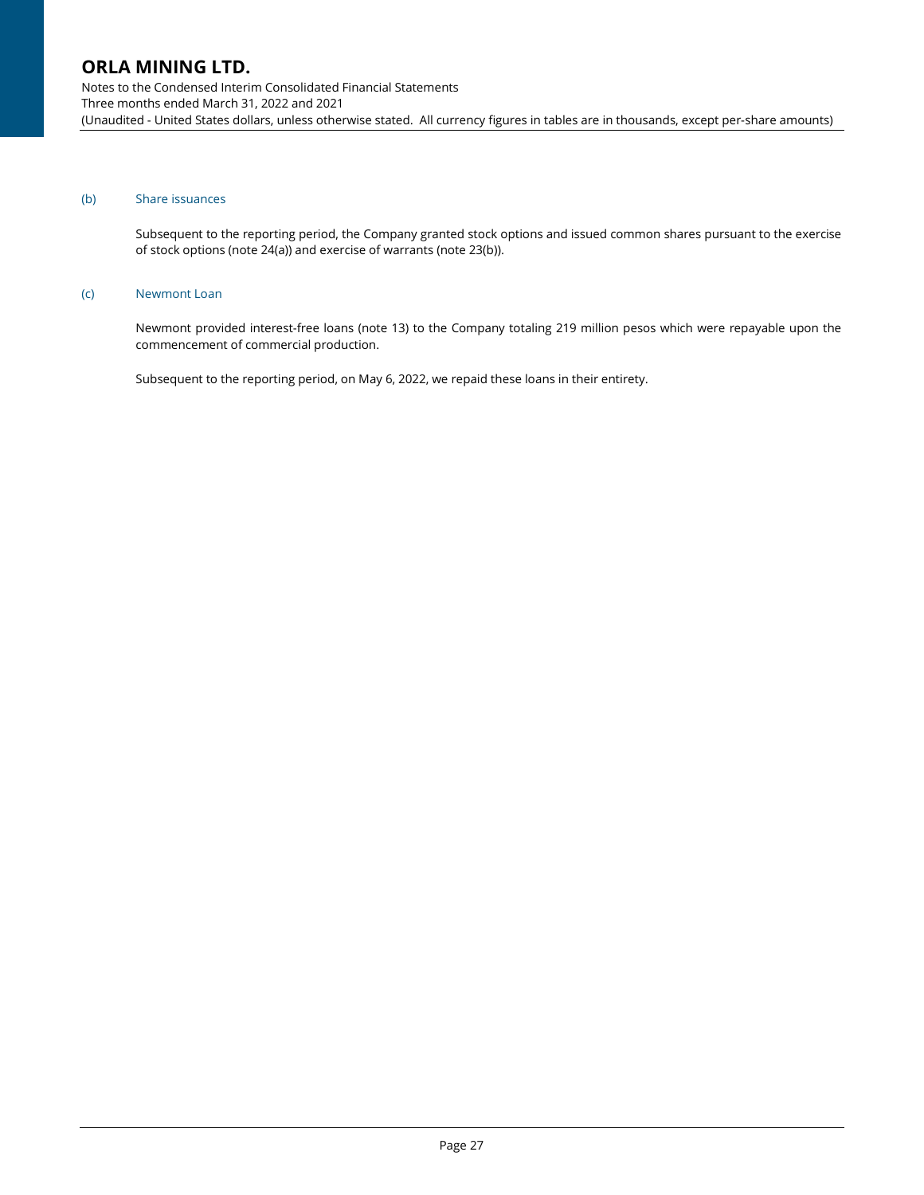### (b) Share issuances

Subsequent to the reporting period, the Company granted stock options and issued common shares pursuant to the exercise of stock options (note 24(a)) and exercise of warrants (note 23(b)).

### (c) Newmont Loan

Newmont provided interest-free loans (note 13) to the Company totaling 219 million pesos which were repayable upon the commencement of commercial production.

Subsequent to the reporting period, on May 6, 2022, we repaid these loans in their entirety.